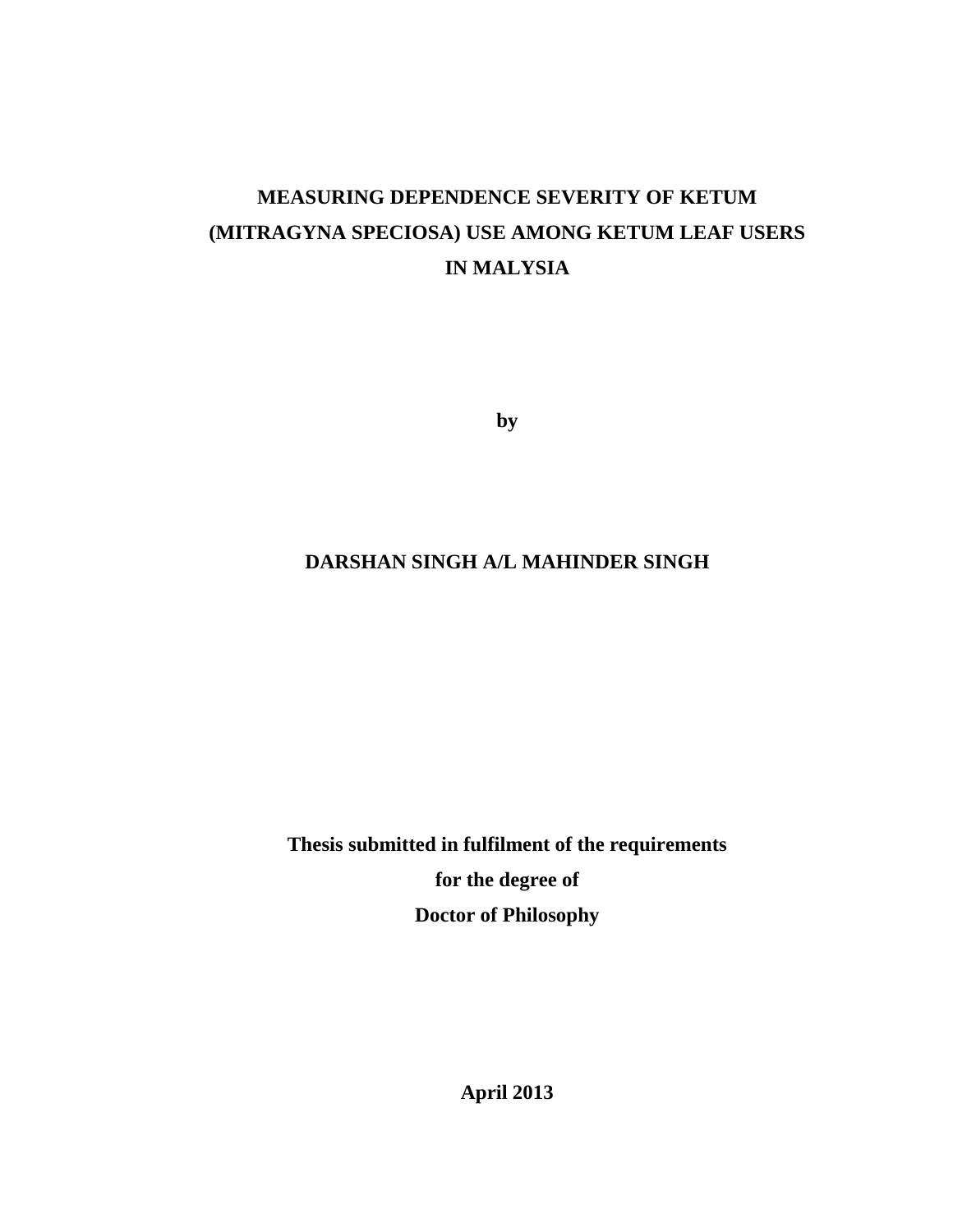# MEASURING DEPENDENCE SEVERITY OF KETUM (MITRAGYNA SPECIOSA) USE AMONG KETUM LEAF USERS IN MALAYSIA

**by**

**DARSHAN SINGH A/L MAHINDER SINGH**

**Thesis submitted in fulfilment of the requirements for the degree of Doctor of Philosophy**

**April 2013**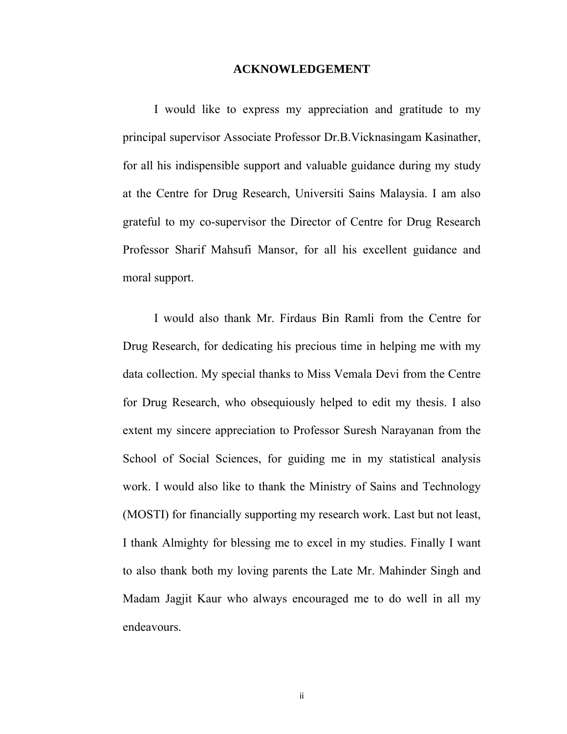# ACKNOWLEDGEMENT

I would like to express my appreciation and gratitude to my principal supervisor Associate Professor Dr.B.Vicknasingam Kasinather, for all his indispensible support and valuable guidance during my study at the Centre for Drug Research, Universiti Sains Malaysia. I am also grateful to my co-supervisor the Director of Centre for Drug Research Professor Sharif Mahsufi Mansor, for all his excellent guidance and moral support.

I would also thank Mr. Firdaus Bin Ramli from the Centre for Drug Research, for dedicating his precious time in helping me with my data collection. My special thanks to Miss Vemala Devi from the Centre for Drug Research, who obsequiously helped to edit my thesis. I also extent my sincere appreciation to Professor Suresh Narayanan from the School of Social Sciences, for guiding me in my statistical analysis work. I would also like to thank the Ministry of Sains and Technology (MOSTI) for financially supporting my research work. Last but not least, I thank Almighty for blessing me to excel in my studies. Finally I want to also thank both my loving parents the Late Mr. Mahinder Singh and Madam Jagjit Kaur who always encouraged me to do well in all my endeavours.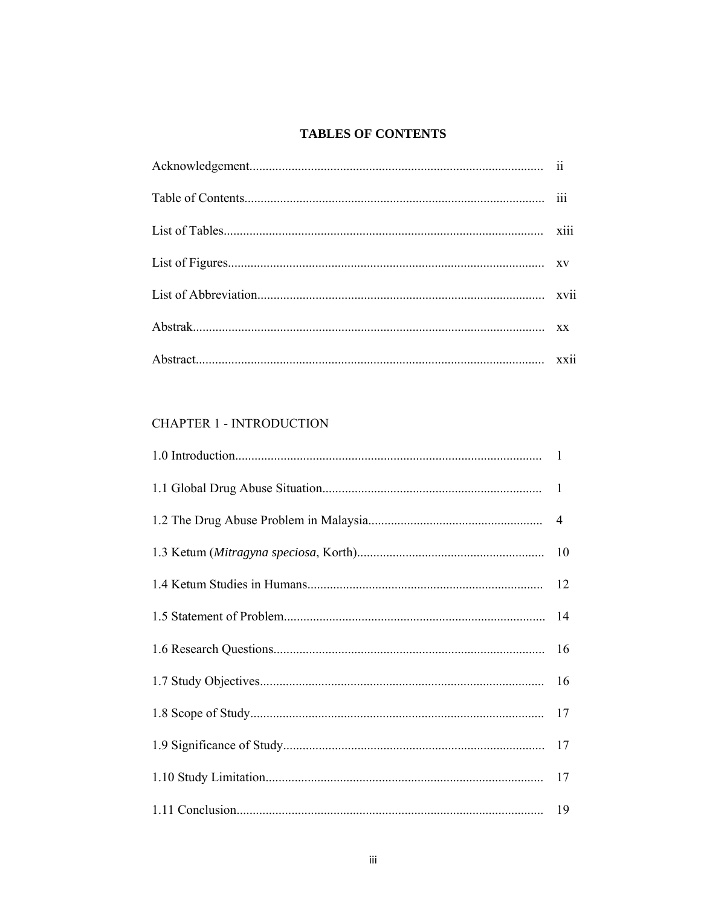# TABLES OF CONTENTS

| | |
|---|---|
| Acknowledgement | ii |
| Table of Contents | iii |
| List of Tables | xiii |
| List of Figures | xv |
| List of Abbreviation | xvii |
| Abstrak | xx |
| Abstract | xxii |

CHAPTER 1 - INTRODUCTION

| | |
|---|---|
| 1.0 Introduction | 1 |
| 1.1 Global Drug Abuse Situation | 1 |
| 1.2 The Drug Abuse Problem in Malaysia | 4 |
| 1.3 Ketum (*Mitragyna speciosa*, Korth) | 10 |
| 1.4 Ketum Studies in Humans | 12 |
| 1.5 Statement of Problem | 14 |
| 1.6 Research Questions | 16 |
| 1.7 Study Objectives | 16 |
| 1.8 Scope of Study | 17 |
| 1.9 Significance of Study | 17 |
| 1.10 Study Limitation | 17 |
| 1.11 Conclusion | 19 |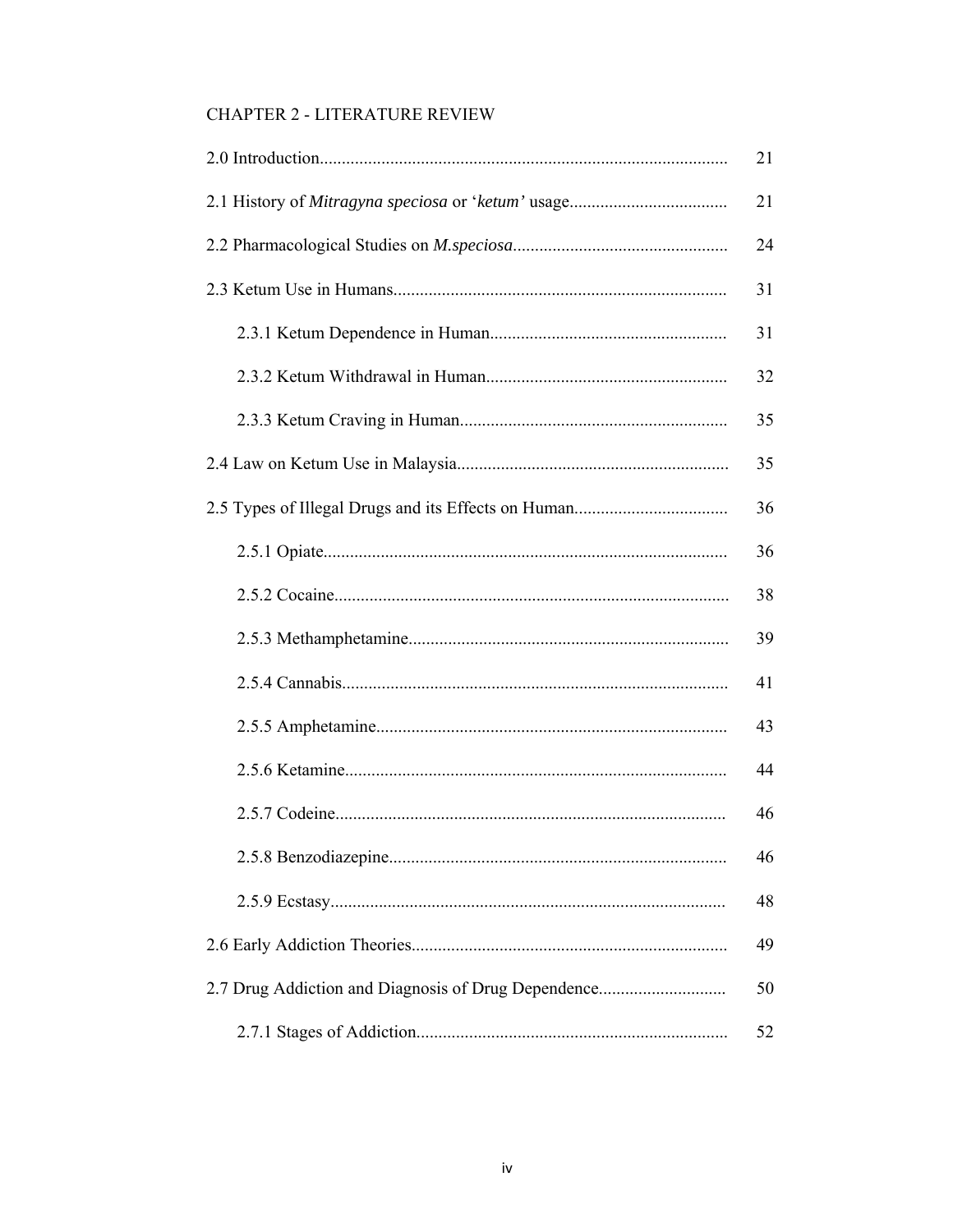CHAPTER 2 - LITERATURE REVIEW

| | |
|---|---|
| 2.0 Introduction | 21 |
| 2.1 History of *Mitragyna speciosa* or '*ketum'* usage | 21 |
| 2.2 Pharmacological Studies on *M.speciosa* | 24 |
| 2.3 Ketum Use in Humans | 31 |
| &nbsp;&nbsp;&nbsp;&nbsp;2.3.1 Ketum Dependence in Human | 31 |
| &nbsp;&nbsp;&nbsp;&nbsp;2.3.2 Ketum Withdrawal in Human | 32 |
| &nbsp;&nbsp;&nbsp;&nbsp;2.3.3 Ketum Craving in Human | 35 |
| 2.4 Law on Ketum Use in Malaysia | 35 |
| 2.5 Types of Illegal Drugs and its Effects on Human | 36 |
| &nbsp;&nbsp;&nbsp;&nbsp;2.5.1 Opiate | 36 |
| &nbsp;&nbsp;&nbsp;&nbsp;2.5.2 Cocaine | 38 |
| &nbsp;&nbsp;&nbsp;&nbsp;2.5.3 Methamphetamine | 39 |
| &nbsp;&nbsp;&nbsp;&nbsp;2.5.4 Cannabis | 41 |
| &nbsp;&nbsp;&nbsp;&nbsp;2.5.5 Amphetamine | 43 |
| &nbsp;&nbsp;&nbsp;&nbsp;2.5.6 Ketamine | 44 |
| &nbsp;&nbsp;&nbsp;&nbsp;2.5.7 Codeine | 46 |
| &nbsp;&nbsp;&nbsp;&nbsp;2.5.8 Benzodiazepine | 46 |
| &nbsp;&nbsp;&nbsp;&nbsp;2.5.9 Ecstasy | 48 |
| 2.6 Early Addiction Theories | 49 |
| 2.7 Drug Addiction and Diagnosis of Drug Dependence | 50 |
| &nbsp;&nbsp;&nbsp;&nbsp;2.7.1 Stages of Addiction | 52 |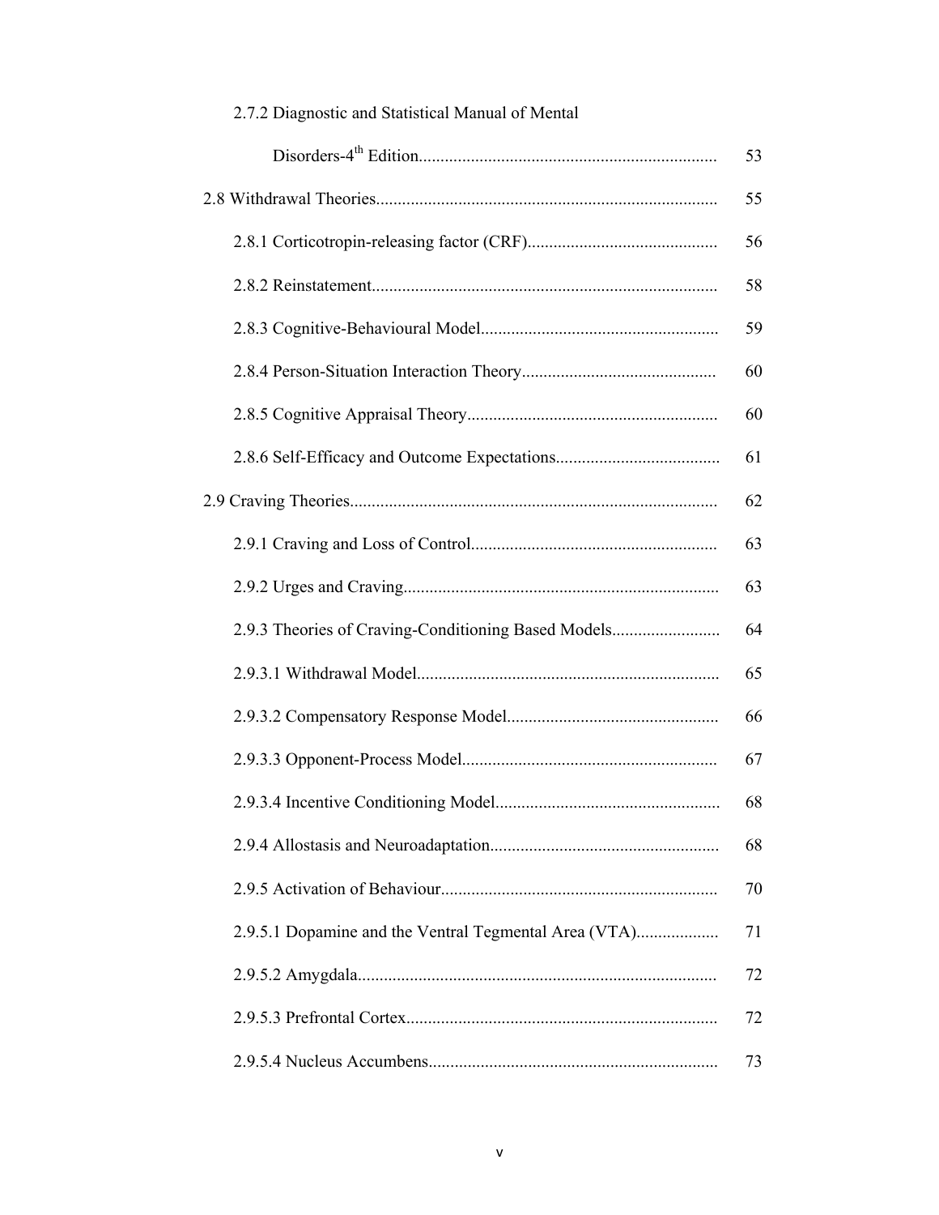| | |
|---|---|
| 2.7.2 Diagnostic and Statistical Manual of Mental Disorders-4th Edition | 53 |
| 2.8 Withdrawal Theories | 55 |
| 2.8.1 Corticotropin-releasing factor (CRF) | 56 |
| 2.8.2 Reinstatement | 58 |
| 2.8.3 Cognitive-Behavioural Model | 59 |
| 2.8.4 Person-Situation Interaction Theory | 60 |
| 2.8.5 Cognitive Appraisal Theory | 60 |
| 2.8.6 Self-Efficacy and Outcome Expectations | 61 |
| 2.9 Craving Theories | 62 |
| 2.9.1 Craving and Loss of Control | 63 |
| 2.9.2 Urges and Craving | 63 |
| 2.9.3 Theories of Craving-Conditioning Based Models | 64 |
| 2.9.3.1 Withdrawal Model | 65 |
| 2.9.3.2 Compensatory Response Model | 66 |
| 2.9.3.3 Opponent-Process Model | 67 |
| 2.9.3.4 Incentive Conditioning Model | 68 |
| 2.9.4 Allostasis and Neuroadaptation | 68 |
| 2.9.5 Activation of Behaviour | 70 |
| 2.9.5.1 Dopamine and the Ventral Tegmental Area (VTA) | 71 |
| 2.9.5.2 Amygdala | 72 |
| 2.9.5.3 Prefrontal Cortex | 72 |
| 2.9.5.4 Nucleus Accumbens | 73 |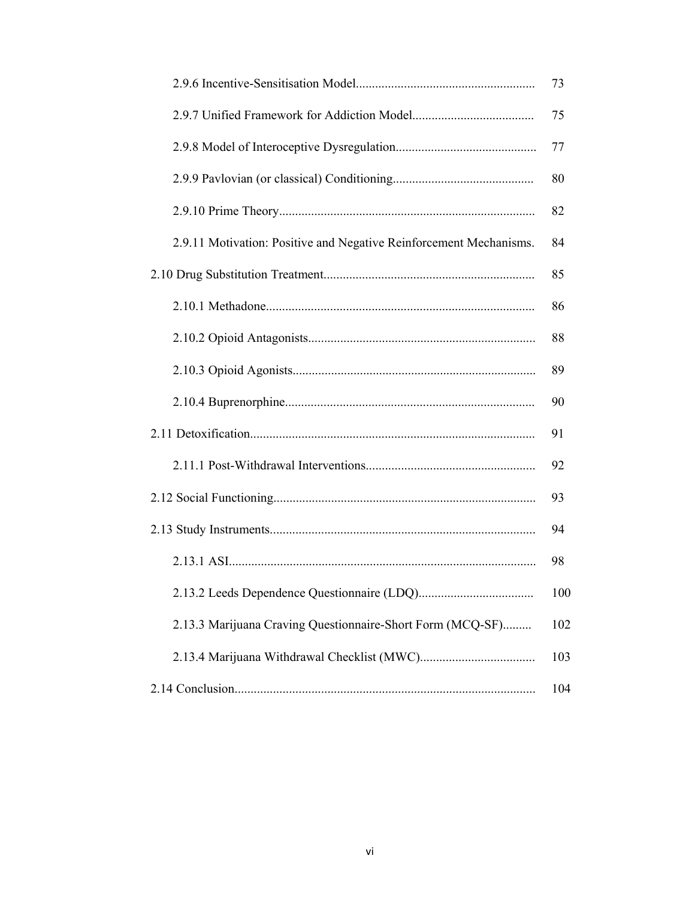2.9.6 Incentive-Sensitisation Model........................................................ 73

2.9.7 Unified Framework for Addiction Model...................................... 75

2.9.8 Model of Interoceptive Dysregulation........................................... 77

2.9.9 Pavlovian (or classical) Conditioning........................................... 80

2.9.10 Prime Theory................................................................................ 82

2.9.11 Motivation: Positive and Negative Reinforcement Mechanisms. 84

2.10 Drug Substitution Treatment.................................................................. 85

2.10.1 Methadone.................................................................................... 86

2.10.2 Opioid Antagonists....................................................................... 88

2.10.3 Opioid Agonists............................................................................ 89

2.10.4 Buprenorphine.............................................................................. 90

2.11 Detoxification......................................................................................... 91

2.11.1 Post-Withdrawal Interventions..................................................... 92

2.12 Social Functioning.................................................................................. 93

2.13 Study Instruments................................................................................... 94

2.13.1 ASI................................................................................................ 98

2.13.2 Leeds Dependence Questionnaire (LDQ).................................... 100

2.13.3 Marijuana Craving Questionnaire-Short Form (MCQ-SF)......... 102

2.13.4 Marijuana Withdrawal Checklist (MWC).................................... 103

2.14 Conclusion.............................................................................................. 104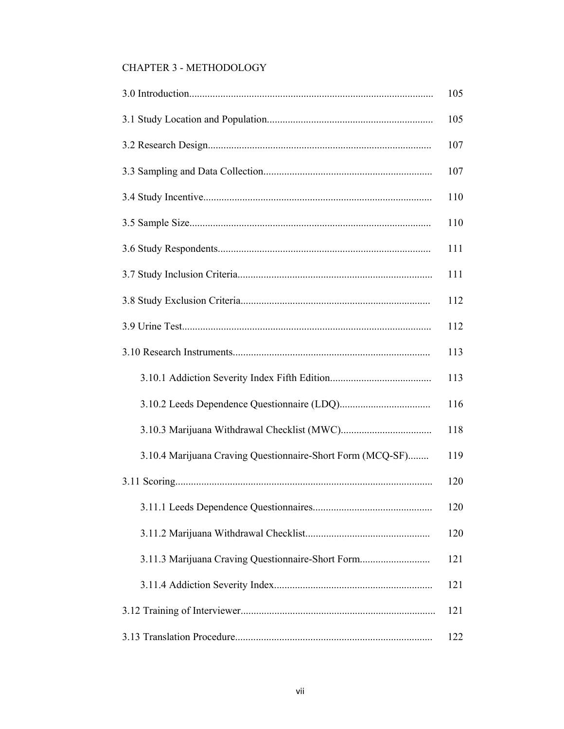CHAPTER 3 - METHODOLOGY

| | |
|---|---|
| 3.0 Introduction | 105 |
| 3.1 Study Location and Population | 105 |
| 3.2 Research Design | 107 |
| 3.3 Sampling and Data Collection | 107 |
| 3.4 Study Incentive | 110 |
| 3.5 Sample Size | 110 |
| 3.6 Study Respondents | 111 |
| 3.7 Study Inclusion Criteria | 111 |
| 3.8 Study Exclusion Criteria | 112 |
| 3.9 Urine Test | 112 |
| 3.10 Research Instruments | 113 |
| 3.10.1 Addiction Severity Index Fifth Edition | 113 |
| 3.10.2 Leeds Dependence Questionnaire (LDQ) | 116 |
| 3.10.3 Marijuana Withdrawal Checklist (MWC) | 118 |
| 3.10.4 Marijuana Craving Questionnaire-Short Form (MCQ-SF) | 119 |
| 3.11 Scoring | 120 |
| 3.11.1 Leeds Dependence Questionnaires | 120 |
| 3.11.2 Marijuana Withdrawal Checklist | 120 |
| 3.11.3 Marijuana Craving Questionnaire-Short Form | 121 |
| 3.11.4 Addiction Severity Index | 121 |
| 3.12 Training of Interviewer | 121 |
| 3.13 Translation Procedure | 122 |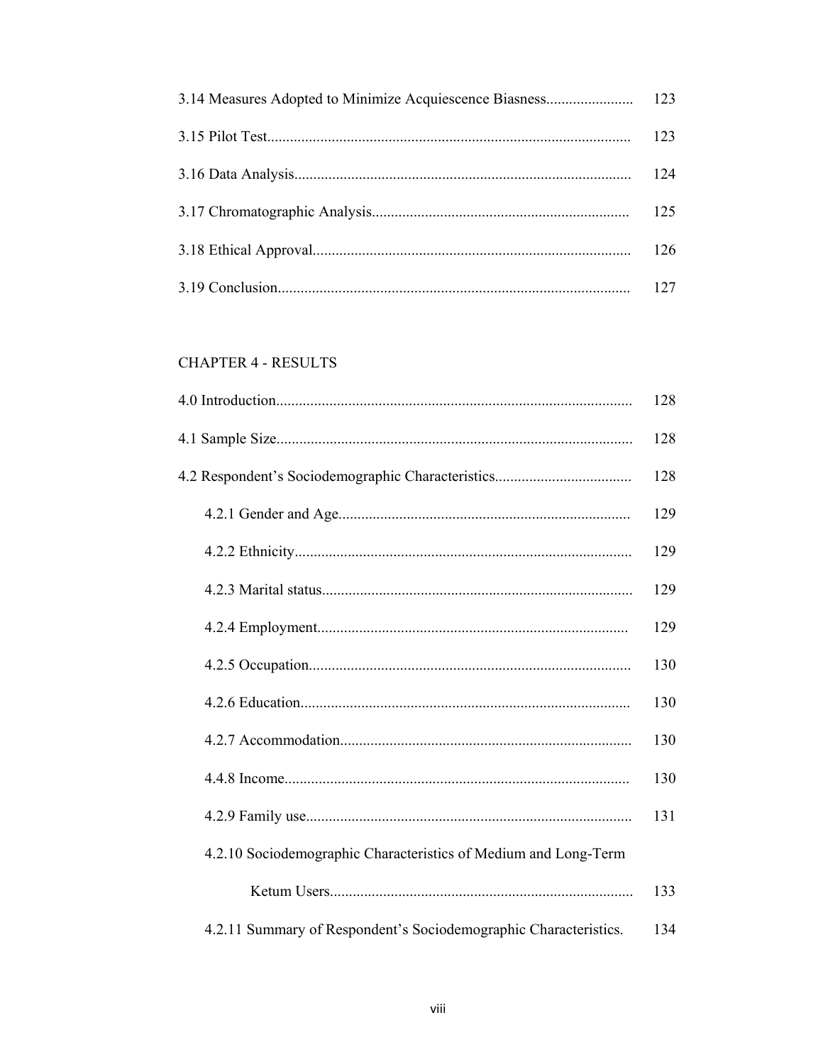3.14 Measures Adopted to Minimize Acquiescence Biasness....................... 123

3.15 Pilot Test.............................................................................................. 123

3.16 Data Analysis........................................................................................ 124

3.17 Chromatographic Analysis................................................................... 125

3.18 Ethical Approval................................................................................... 126

3.19 Conclusion............................................................................................ 127

## CHAPTER 4 - RESULTS

4.0 Introduction............................................................................................ 128

4.1 Sample Size............................................................................................ 128

4.2 Respondent's Sociodemographic Characteristics.................................... 128

    4.2.1 Gender and Age............................................................................ 129

    4.2.2 Ethnicity........................................................................................ 129

    4.2.3 Marital status................................................................................. 129

    4.2.4 Employment.................................................................................. 129

    4.2.5 Occupation.................................................................................... 130

    4.2.6 Education...................................................................................... 130

    4.2.7 Accommodation............................................................................ 130

    4.4.8 Income.......................................................................................... 130

    4.2.9 Family use.................................................................................... 131

    4.2.10 Sociodemographic Characteristics of Medium and Long-Term Ketum Users............................................................................... 133

    4.2.11 Summary of Respondent's Sociodemographic Characteristics. 134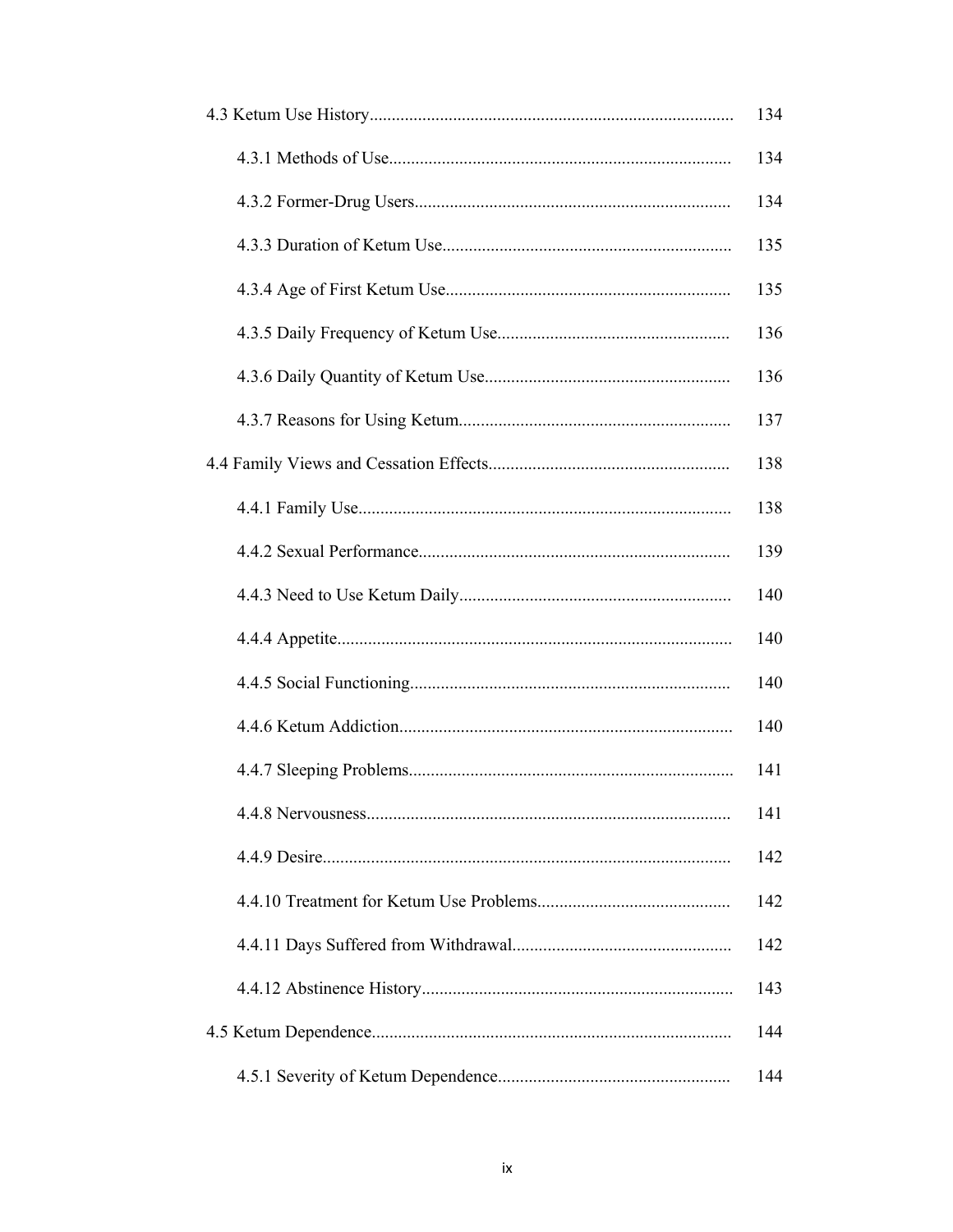| | |
|---|---|
| 4.3 Ketum Use History | 134 |
| 4.3.1 Methods of Use | 134 |
| 4.3.2 Former-Drug Users | 134 |
| 4.3.3 Duration of Ketum Use | 135 |
| 4.3.4 Age of First Ketum Use | 135 |
| 4.3.5 Daily Frequency of Ketum Use | 136 |
| 4.3.6 Daily Quantity of Ketum Use | 136 |
| 4.3.7 Reasons for Using Ketum | 137 |
| 4.4 Family Views and Cessation Effects | 138 |
| 4.4.1 Family Use | 138 |
| 4.4.2 Sexual Performance | 139 |
| 4.4.3 Need to Use Ketum Daily | 140 |
| 4.4.4 Appetite | 140 |
| 4.4.5 Social Functioning | 140 |
| 4.4.6 Ketum Addiction | 140 |
| 4.4.7 Sleeping Problems | 141 |
| 4.4.8 Nervousness | 141 |
| 4.4.9 Desire | 142 |
| 4.4.10 Treatment for Ketum Use Problems | 142 |
| 4.4.11 Days Suffered from Withdrawal | 142 |
| 4.4.12 Abstinence History | 143 |
| 4.5 Ketum Dependence | 144 |
| 4.5.1 Severity of Ketum Dependence | 144 |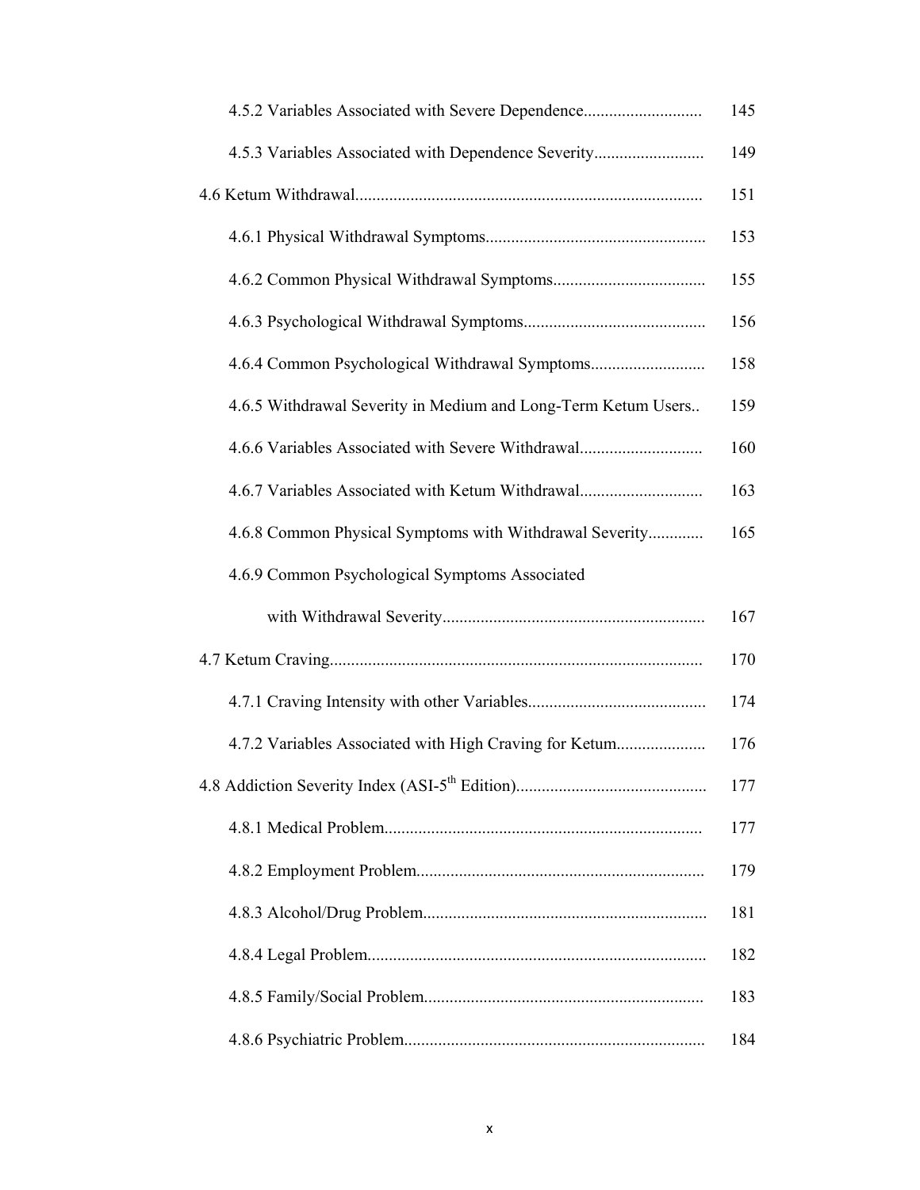| | |
|---|---|
| 4.5.2 Variables Associated with Severe Dependence | 145 |
| 4.5.3 Variables Associated with Dependence Severity | 149 |
| 4.6 Ketum Withdrawal | 151 |
| 4.6.1 Physical Withdrawal Symptoms | 153 |
| 4.6.2 Common Physical Withdrawal Symptoms | 155 |
| 4.6.3 Psychological Withdrawal Symptoms | 156 |
| 4.6.4 Common Psychological Withdrawal Symptoms | 158 |
| 4.6.5 Withdrawal Severity in Medium and Long-Term Ketum Users | 159 |
| 4.6.6 Variables Associated with Severe Withdrawal | 160 |
| 4.6.7 Variables Associated with Ketum Withdrawal | 163 |
| 4.6.8 Common Physical Symptoms with Withdrawal Severity | 165 |
| 4.6.9 Common Psychological Symptoms Associated with Withdrawal Severity | 167 |
| 4.7 Ketum Craving | 170 |
| 4.7.1 Craving Intensity with other Variables | 174 |
| 4.7.2 Variables Associated with High Craving for Ketum | 176 |
| 4.8 Addiction Severity Index (ASI-5th Edition) | 177 |
| 4.8.1 Medical Problem | 177 |
| 4.8.2 Employment Problem | 179 |
| 4.8.3 Alcohol/Drug Problem | 181 |
| 4.8.4 Legal Problem | 182 |
| 4.8.5 Family/Social Problem | 183 |
| 4.8.6 Psychiatric Problem | 184 |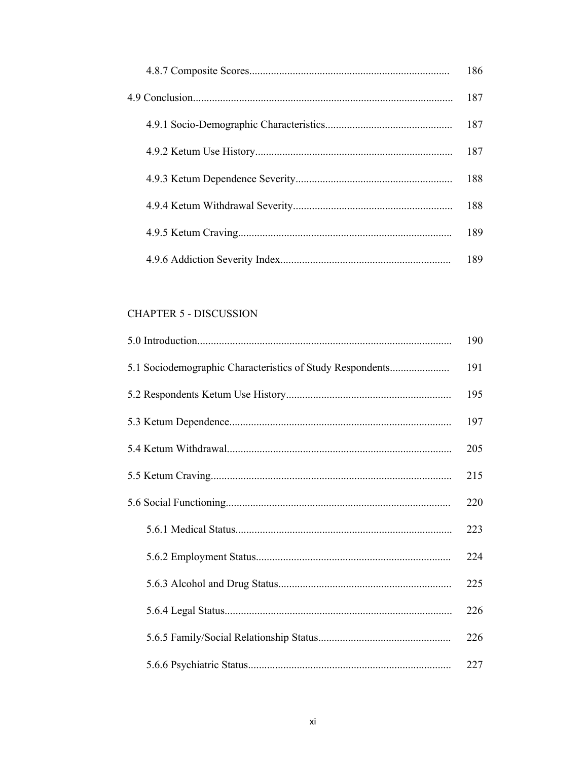4.8.7 Composite Scores........................................................................ 186

4.9 Conclusion............................................................................................ 187

4.9.1 Socio-Demographic Characteristics.............................................. 187

4.9.2 Ketum Use History........................................................................ 187

4.9.3 Ketum Dependence Severity......................................................... 188

4.9.4 Ketum Withdrawal Severity.......................................................... 188

4.9.5 Ketum Craving.............................................................................. 189

4.9.6 Addiction Severity Index.............................................................. 189

CHAPTER 5 - DISCUSSION

5.0 Introduction.......................................................................................... 190

5.1 Sociodemographic Characteristics of Study Respondents..................... 191

5.2 Respondents Ketum Use History........................................................... 195

5.3 Ketum Dependence................................................................................ 197

5.4 Ketum Withdrawal................................................................................. 205

5.5 Ketum Craving....................................................................................... 215

5.6 Social Functioning................................................................................. 220

5.6.1 Medical Status............................................................................... 223

5.6.2 Employment Status....................................................................... 224

5.6.3 Alcohol and Drug Status............................................................... 225

5.6.4 Legal Status................................................................................... 226

5.6.5 Family/Social Relationship Status................................................ 226

5.6.6 Psychiatric Status.......................................................................... 227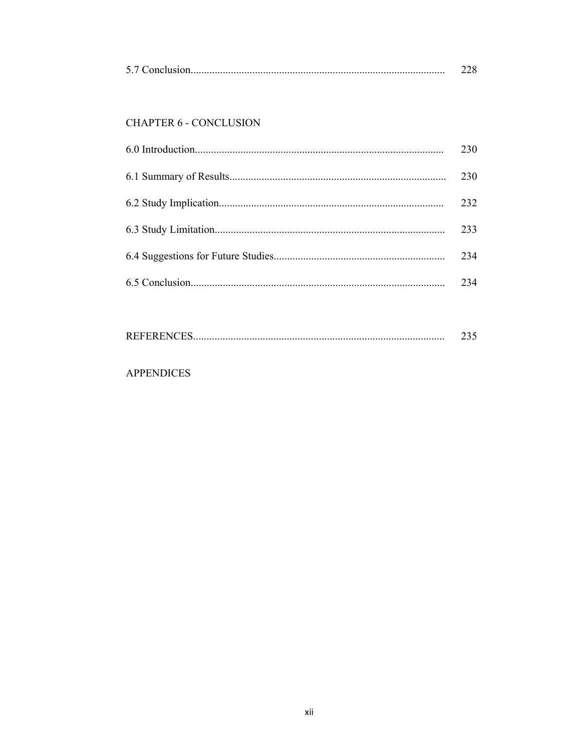5.7 Conclusion............................................................................................ 228

CHAPTER 6 - CONCLUSION

6.0 Introduction.......................................................................................... 230

6.1 Summary of Results.............................................................................. 230

6.2 Study Implication................................................................................. 232

6.3 Study Limitation................................................................................... 233

6.4 Suggestions for Future Studies............................................................... 234

6.5 Conclusion............................................................................................ 234

REFERENCES........................................................................................... 235

APPENDICES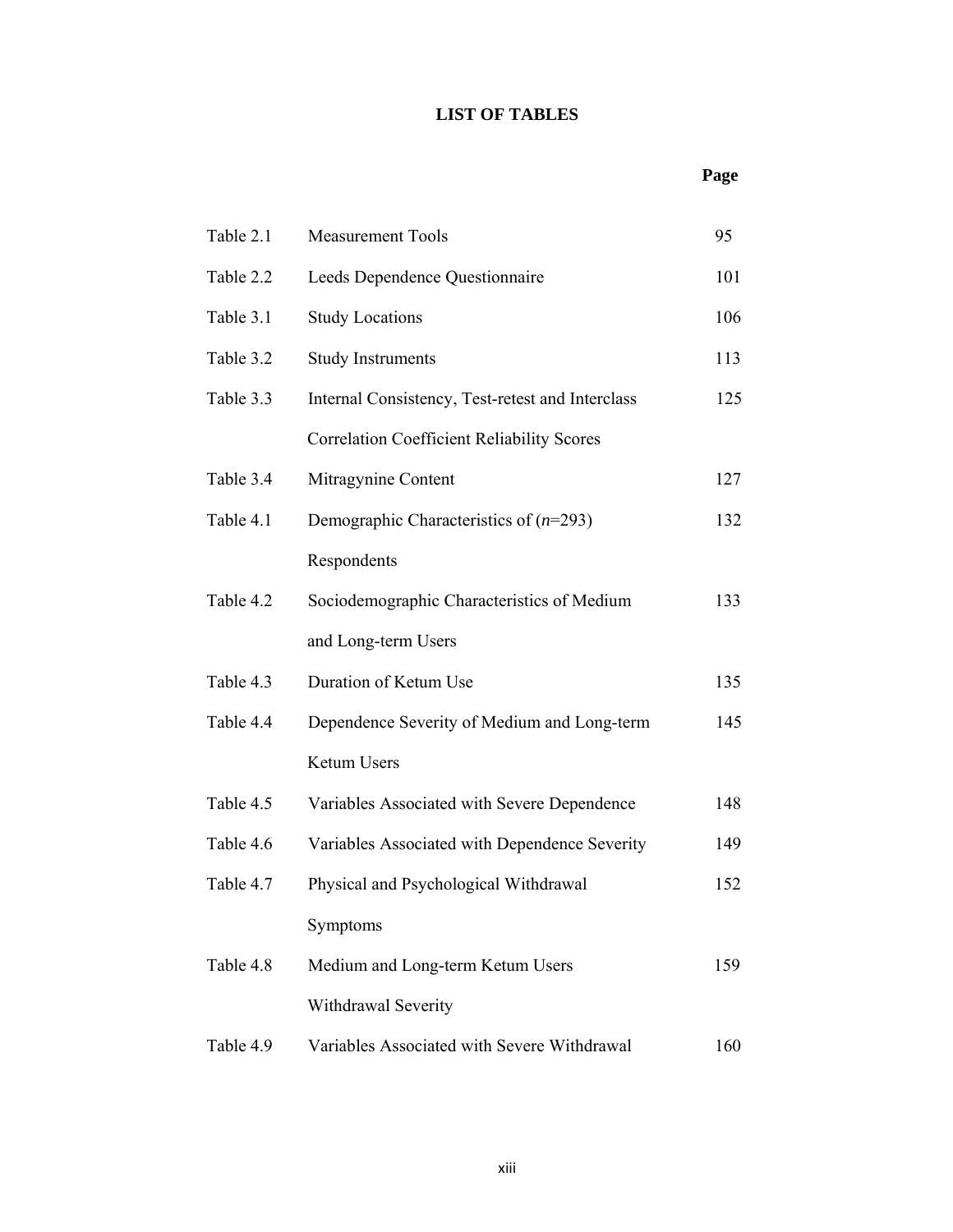# LIST OF TABLES

| | | Page |
|---|---|---|
| Table 2.1 | Measurement Tools | 95 |
| Table 2.2 | Leeds Dependence Questionnaire | 101 |
| Table 3.1 | Study Locations | 106 |
| Table 3.2 | Study Instruments | 113 |
| Table 3.3 | Internal Consistency, Test-retest and Interclass Correlation Coefficient Reliability Scores | 125 |
| Table 3.4 | Mitragynine Content | 127 |
| Table 4.1 | Demographic Characteristics of (*n*=293) Respondents | 132 |
| Table 4.2 | Sociodemographic Characteristics of Medium and Long-term Users | 133 |
| Table 4.3 | Duration of Ketum Use | 135 |
| Table 4.4 | Dependence Severity of Medium and Long-term Ketum Users | 145 |
| Table 4.5 | Variables Associated with Severe Dependence | 148 |
| Table 4.6 | Variables Associated with Dependence Severity | 149 |
| Table 4.7 | Physical and Psychological Withdrawal Symptoms | 152 |
| Table 4.8 | Medium and Long-term Ketum Users Withdrawal Severity | 159 |
| Table 4.9 | Variables Associated with Severe Withdrawal | 160 |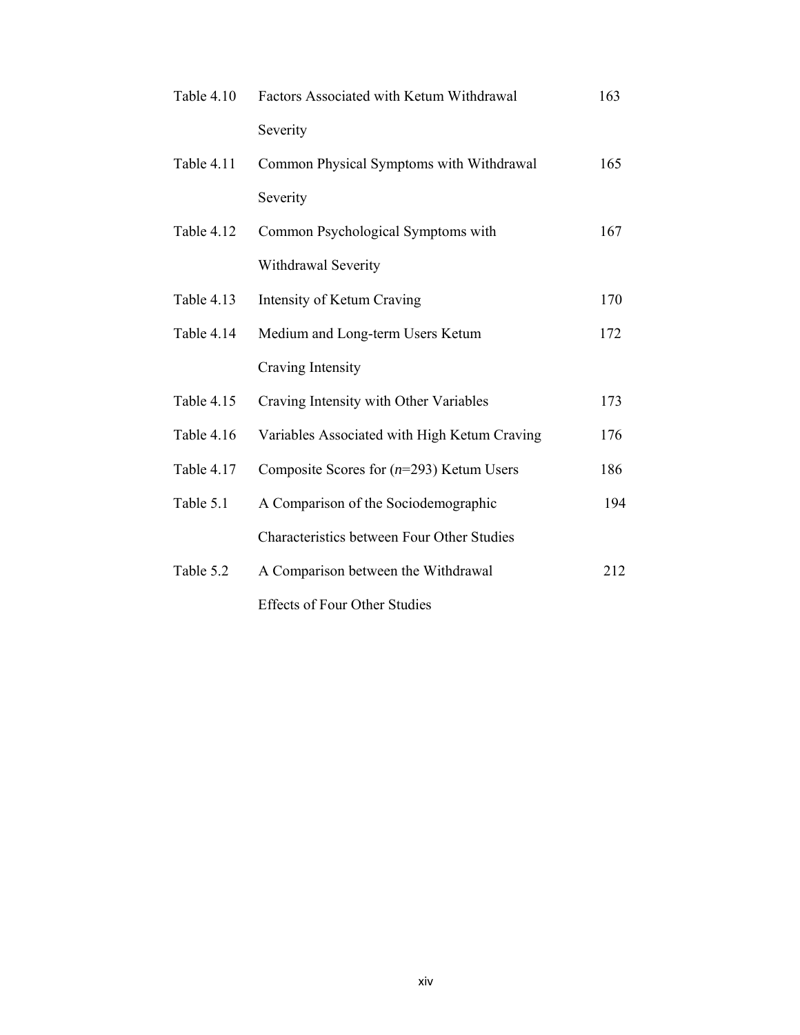| | | |
|---|---|---|
| Table 4.10 | Factors Associated with Ketum Withdrawal Severity | 163 |
| Table 4.11 | Common Physical Symptoms with Withdrawal Severity | 165 |
| Table 4.12 | Common Psychological Symptoms with Withdrawal Severity | 167 |
| Table 4.13 | Intensity of Ketum Craving | 170 |
| Table 4.14 | Medium and Long-term Users Ketum Craving Intensity | 172 |
| Table 4.15 | Craving Intensity with Other Variables | 173 |
| Table 4.16 | Variables Associated with High Ketum Craving | 176 |
| Table 4.17 | Composite Scores for ($n$=293) Ketum Users | 186 |
| Table 5.1 | A Comparison of the Sociodemographic Characteristics between Four Other Studies | 194 |
| Table 5.2 | A Comparison between the Withdrawal Effects of Four Other Studies | 212 |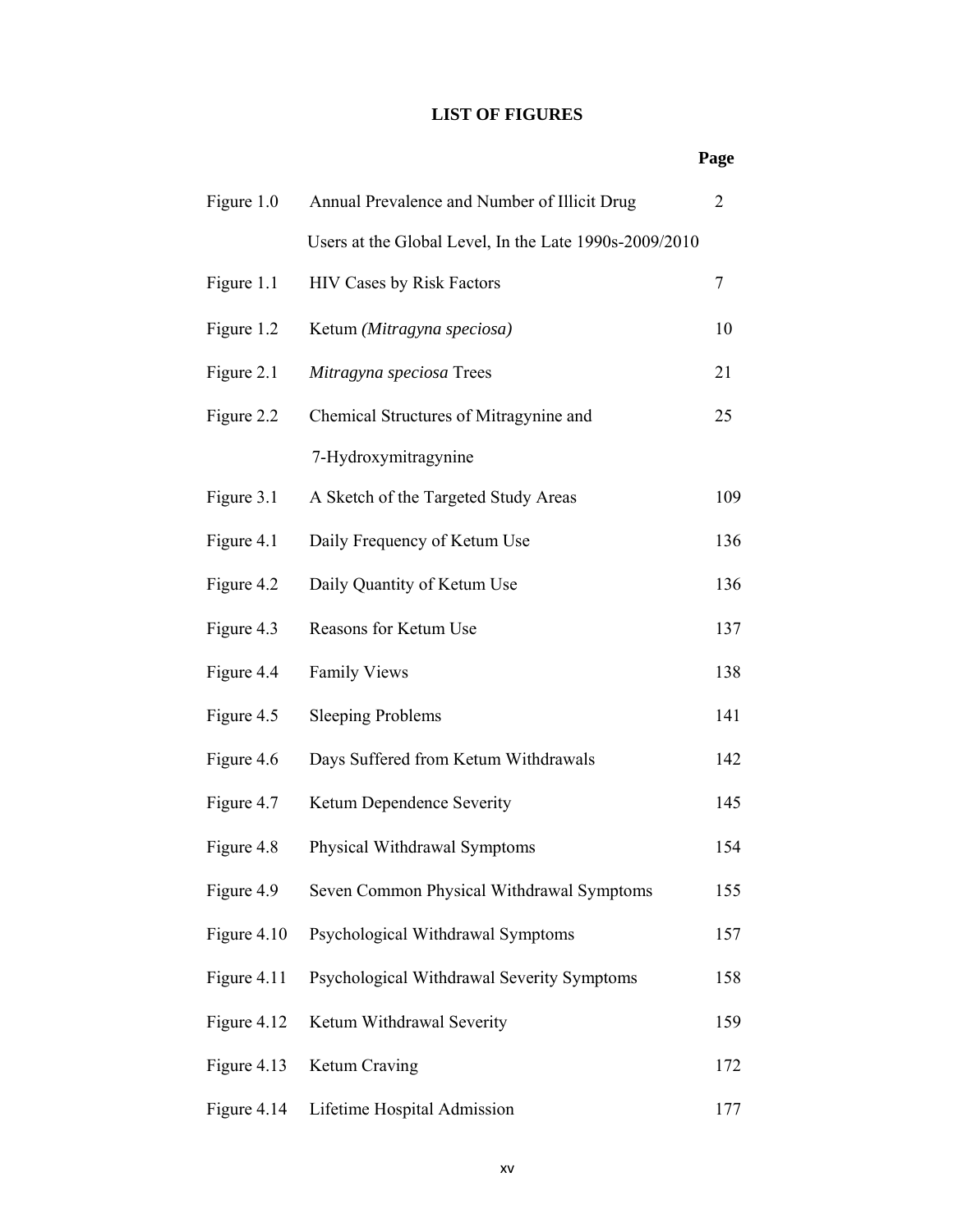# LIST OF FIGURES

| | | Page |
|---|---|---|
| Figure 1.0 | Annual Prevalence and Number of Illicit Drug Users at the Global Level, In the Late 1990s-2009/2010 | 2 |
| Figure 1.1 | HIV Cases by Risk Factors | 7 |
| Figure 1.2 | Ketum *(Mitragyna speciosa)* | 10 |
| Figure 2.1 | *Mitragyna speciosa* Trees | 21 |
| Figure 2.2 | Chemical Structures of Mitragynine and 7-Hydroxymitragynine | 25 |
| Figure 3.1 | A Sketch of the Targeted Study Areas | 109 |
| Figure 4.1 | Daily Frequency of Ketum Use | 136 |
| Figure 4.2 | Daily Quantity of Ketum Use | 136 |
| Figure 4.3 | Reasons for Ketum Use | 137 |
| Figure 4.4 | Family Views | 138 |
| Figure 4.5 | Sleeping Problems | 141 |
| Figure 4.6 | Days Suffered from Ketum Withdrawals | 142 |
| Figure 4.7 | Ketum Dependence Severity | 145 |
| Figure 4.8 | Physical Withdrawal Symptoms | 154 |
| Figure 4.9 | Seven Common Physical Withdrawal Symptoms | 155 |
| Figure 4.10 | Psychological Withdrawal Symptoms | 157 |
| Figure 4.11 | Psychological Withdrawal Severity Symptoms | 158 |
| Figure 4.12 | Ketum Withdrawal Severity | 159 |
| Figure 4.13 | Ketum Craving | 172 |
| Figure 4.14 | Lifetime Hospital Admission | 177 |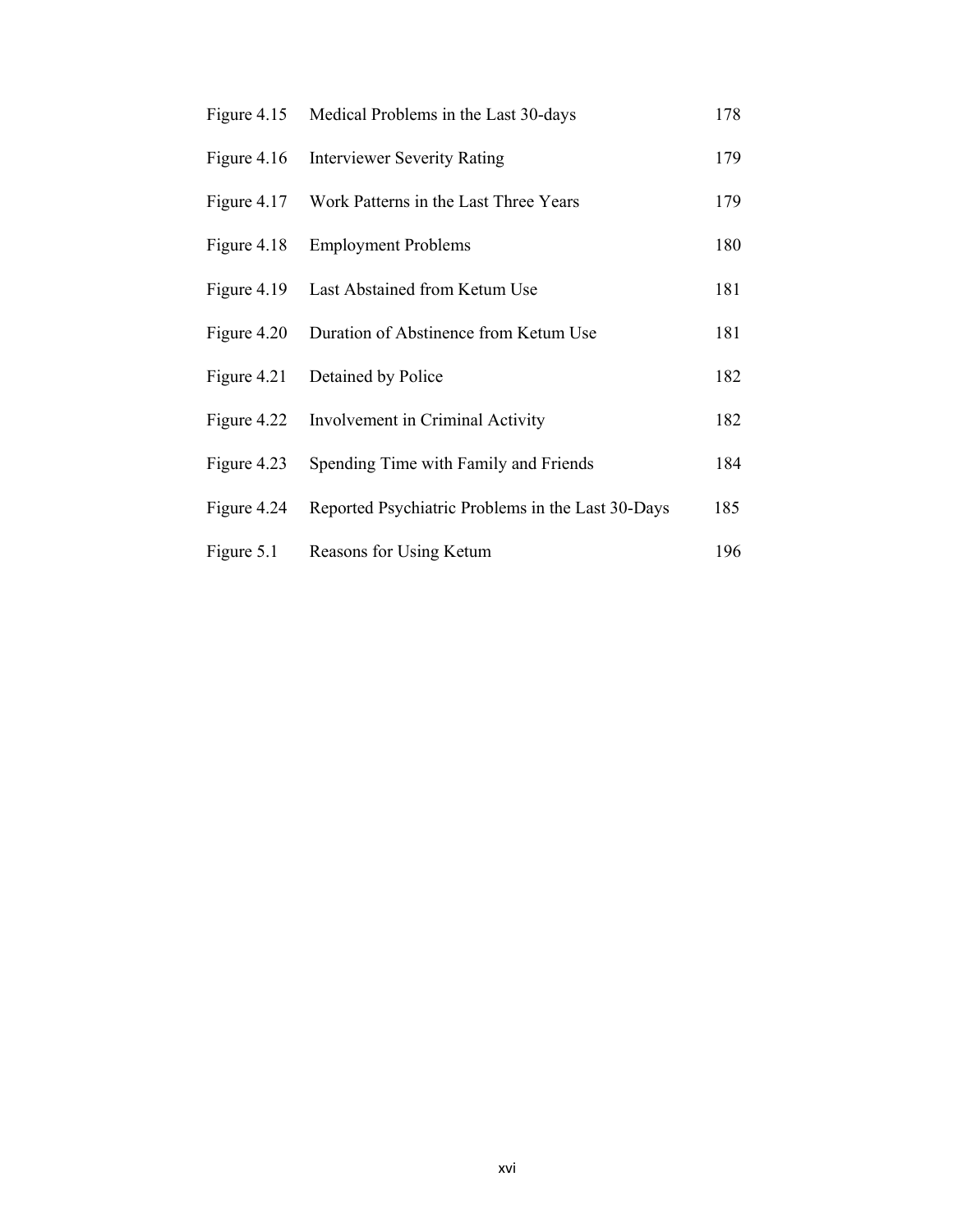| | | |
|---|---|---|
| Figure 4.15 | Medical Problems in the Last 30-days | 178 |
| Figure 4.16 | Interviewer Severity Rating | 179 |
| Figure 4.17 | Work Patterns in the Last Three Years | 179 |
| Figure 4.18 | Employment Problems | 180 |
| Figure 4.19 | Last Abstained from Ketum Use | 181 |
| Figure 4.20 | Duration of Abstinence from Ketum Use | 181 |
| Figure 4.21 | Detained by Police | 182 |
| Figure 4.22 | Involvement in Criminal Activity | 182 |
| Figure 4.23 | Spending Time with Family and Friends | 184 |
| Figure 4.24 | Reported Psychiatric Problems in the Last 30-Days | 185 |
| Figure 5.1 | Reasons for Using Ketum | 196 |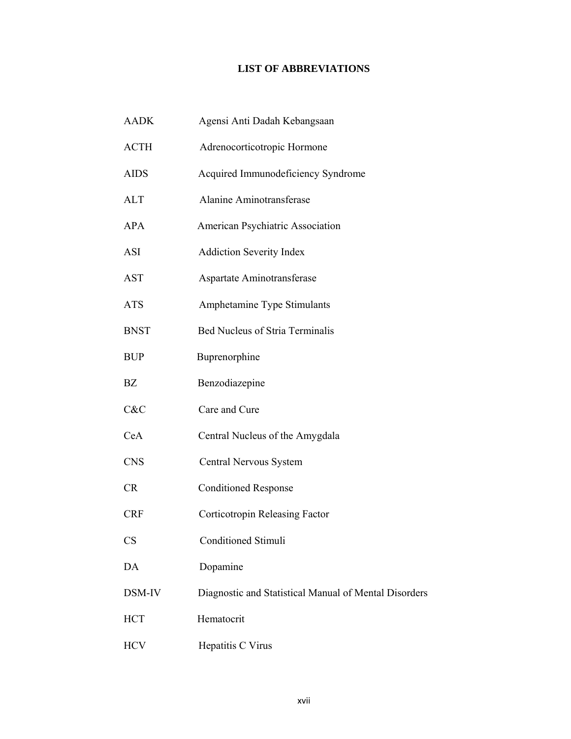# LIST OF ABBREVIATIONS

| | |
|---|---|
| AADK | Agensi Anti Dadah Kebangsaan |
| ACTH | Adrenocorticotropic Hormone |
| AIDS | Acquired Immunodeficiency Syndrome |
| ALT | Alanine Aminotransferase |
| APA | American Psychiatric Association |
| ASI | Addiction Severity Index |
| AST | Aspartate Aminotransferase |
| ATS | Amphetamine Type Stimulants |
| BNST | Bed Nucleus of Stria Terminalis |
| BUP | Buprenorphine |
| BZ | Benzodiazepine |
| C&C | Care and Cure |
| CeA | Central Nucleus of the Amygdala |
| CNS | Central Nervous System |
| CR | Conditioned Response |
| CRF | Corticotropin Releasing Factor |
| CS | Conditioned Stimuli |
| DA | Dopamine |
| DSM-IV | Diagnostic and Statistical Manual of Mental Disorders |
| HCT | Hematocrit |
| HCV | Hepatitis C Virus |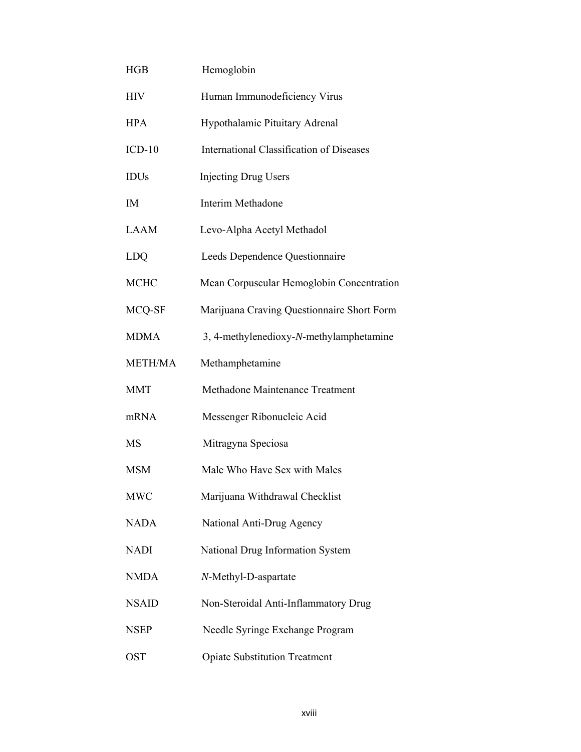| | |
|---|---|
| HGB | Hemoglobin |
| HIV | Human Immunodeficiency Virus |
| HPA | Hypothalamic Pituitary Adrenal |
| ICD-10 | International Classification of Diseases |
| IDUs | Injecting Drug Users |
| IM | Interim Methadone |
| LAAM | Levo-Alpha Acetyl Methadol |
| LDQ | Leeds Dependence Questionnaire |
| MCHC | Mean Corpuscular Hemoglobin Concentration |
| MCQ-SF | Marijuana Craving Questionnaire Short Form |
| MDMA | 3, 4-methylenedioxy-*N*-methylamphetamine |
| METH/MA | Methamphetamine |
| MMT | Methadone Maintenance Treatment |
| mRNA | Messenger Ribonucleic Acid |
| MS | Mitragyna Speciosa |
| MSM | Male Who Have Sex with Males |
| MWC | Marijuana Withdrawal Checklist |
| NADA | National Anti-Drug Agency |
| NADI | National Drug Information System |
| NMDA | *N*-Methyl-D-aspartate |
| NSAID | Non-Steroidal Anti-Inflammatory Drug |
| NSEP | Needle Syringe Exchange Program |
| OST | Opiate Substitution Treatment |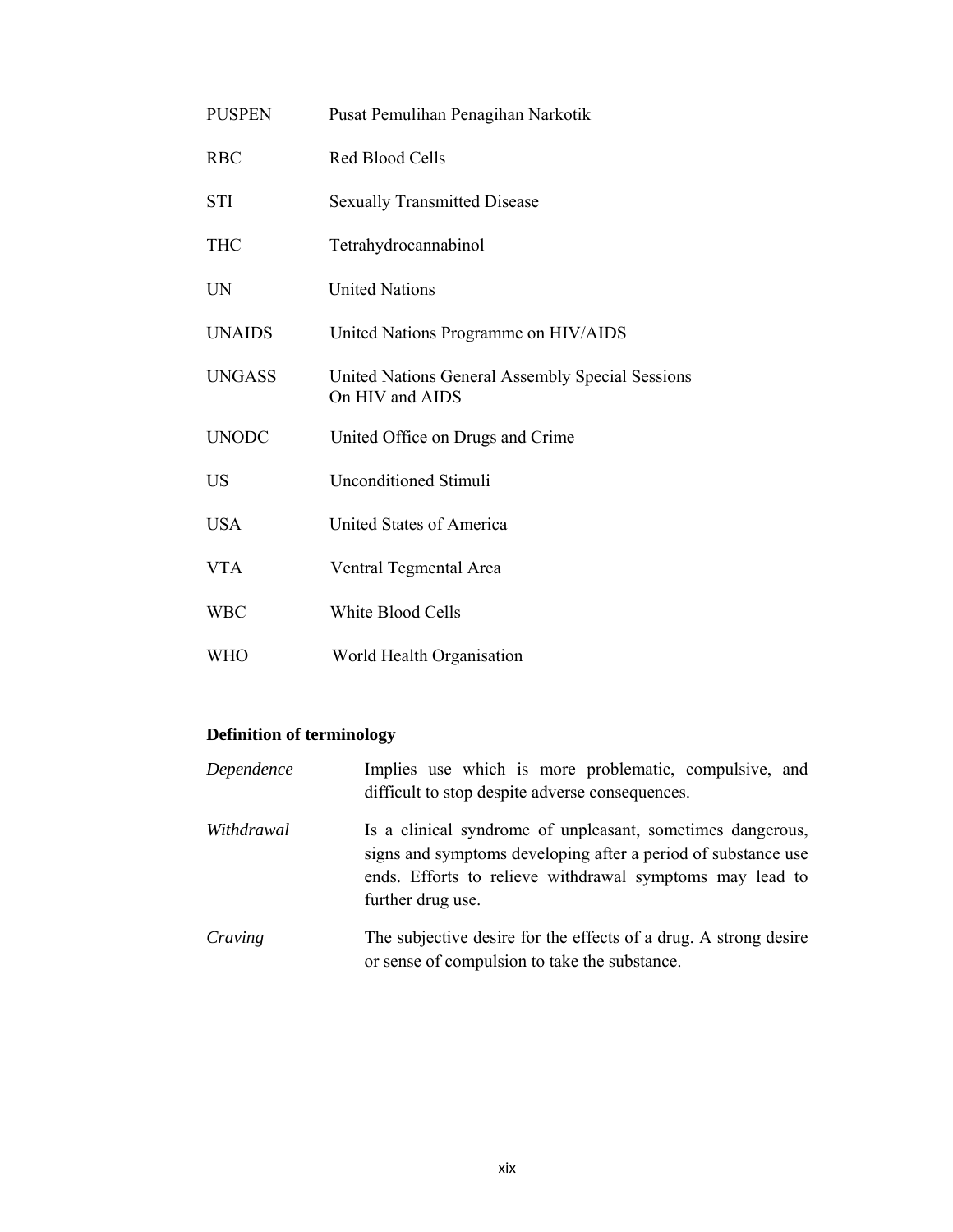| | |
|---|---|
| PUSPEN | Pusat Pemulihan Penagihan Narkotik |
| RBC | Red Blood Cells |
| STI | Sexually Transmitted Disease |
| THC | Tetrahydrocannabinol |
| UN | United Nations |
| UNAIDS | United Nations Programme on HIV/AIDS |
| UNGASS | United Nations General Assembly Special Sessions On HIV and AIDS |
| UNODC | United Office on Drugs and Crime |
| US | Unconditioned Stimuli |
| USA | United States of America |
| VTA | Ventral Tegmental Area |
| WBC | White Blood Cells |
| WHO | World Health Organisation |

**Definition of terminology**

| | |
|---|---|
| *Dependence* | Implies use which is more problematic, compulsive, and difficult to stop despite adverse consequences. |
| *Withdrawal* | Is a clinical syndrome of unpleasant, sometimes dangerous, signs and symptoms developing after a period of substance use ends. Efforts to relieve withdrawal symptoms may lead to further drug use. |
| *Craving* | The subjective desire for the effects of a drug. A strong desire or sense of compulsion to take the substance. |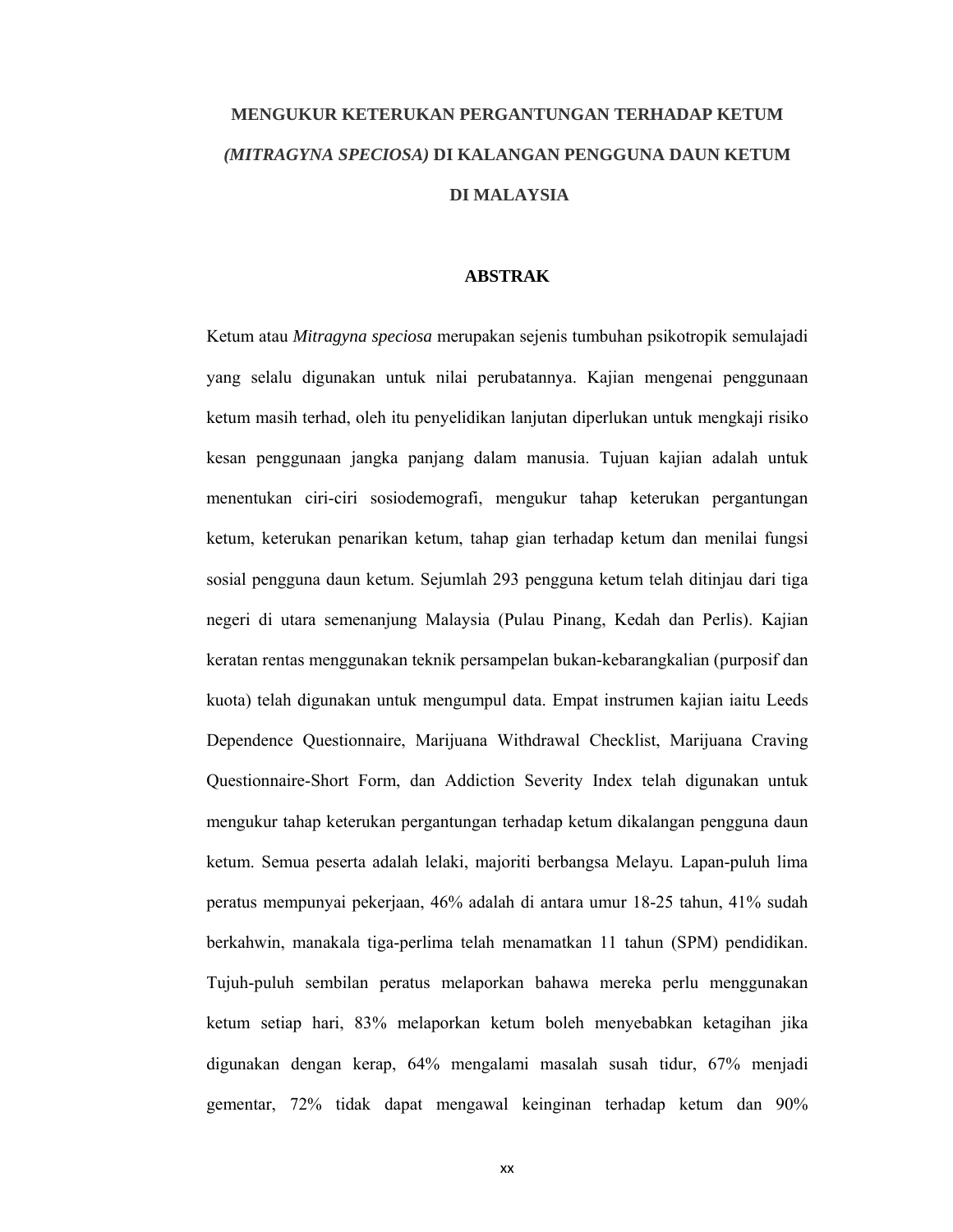# MENGUKUR KETERUKAN PERGANTUNGAN TERHADAP KETUM *(MITRAGYNA SPECIOSA)* DI KALANGAN PENGGUNA DAUN KETUM DI MALAYSIA

## ABSTRAK

Ketum atau *Mitragyna speciosa* merupakan sejenis tumbuhan psikotropik semulajadi yang selalu digunakan untuk nilai perubatannya. Kajian mengenai penggunaan ketum masih terhad, oleh itu penyelidikan lanjutan diperlukan untuk mengkaji risiko kesan penggunaan jangka panjang dalam manusia. Tujuan kajian adalah untuk menentukan ciri-ciri sosiodemografi, mengukur tahap keterukan pergantungan ketum, keterukan penarikan ketum, tahap gian terhadap ketum dan menilai fungsi sosial pengguna daun ketum. Sejumlah 293 pengguna ketum telah ditinjau dari tiga negeri di utara semenanjung Malaysia (Pulau Pinang, Kedah dan Perlis). Kajian keratan rentas menggunakan teknik persampelan bukan-kebarangkalian (purposif dan kuota) telah digunakan untuk mengumpul data. Empat instrumen kajian iaitu Leeds Dependence Questionnaire, Marijuana Withdrawal Checklist, Marijuana Craving Questionnaire-Short Form, dan Addiction Severity Index telah digunakan untuk mengukur tahap keterukan pergantungan terhadap ketum dikalangan pengguna daun ketum. Semua peserta adalah lelaki, majoriti berbangsa Melayu. Lapan-puluh lima peratus mempunyai pekerjaan, 46% adalah di antara umur 18-25 tahun, 41% sudah berkahwin, manakala tiga-perlima telah menamatkan 11 tahun (SPM) pendidikan. Tujuh-puluh sembilan peratus melaporkan bahawa mereka perlu menggunakan ketum setiap hari, 83% melaporkan ketum boleh menyebabkan ketagihan jika digunakan dengan kerap, 64% mengalami masalah susah tidur, 67% menjadi gementar, 72% tidak dapat mengawal keinginan terhadap ketum dan 90%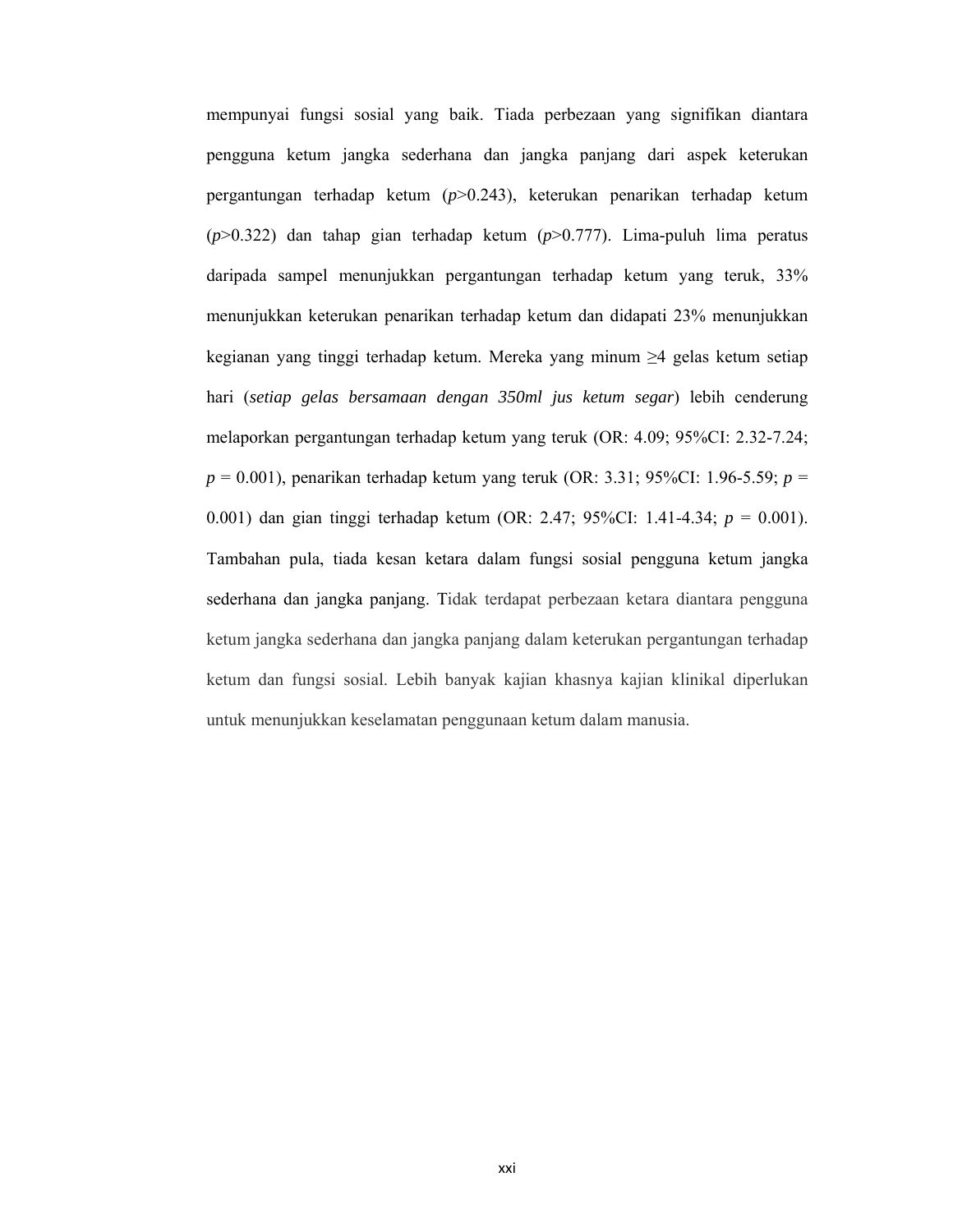mempunyai fungsi sosial yang baik. Tiada perbezaan yang signifikan diantara pengguna ketum jangka sederhana dan jangka panjang dari aspek keterukan pergantungan terhadap ketum ($p$>0.243), keterukan penarikan terhadap ketum ($p$>0.322) dan tahap gian terhadap ketum ($p$>0.777). Lima-puluh lima peratus daripada sampel menunjukkan pergantungan terhadap ketum yang teruk, 33% menunjukkan keterukan penarikan terhadap ketum dan didapati 23% menunjukkan kegianan yang tinggi terhadap ketum. Mereka yang minum ≥4 gelas ketum setiap hari (*setiap gelas bersamaan dengan 350ml jus ketum segar*) lebih cenderung melaporkan pergantungan terhadap ketum yang teruk (OR: 4.09; 95%CI: 2.32-7.24; $p$ = 0.001), penarikan terhadap ketum yang teruk (OR: 3.31; 95%CI: 1.96-5.59; $p$ = 0.001) dan gian tinggi terhadap ketum (OR: 2.47; 95%CI: 1.41-4.34; $p$ = 0.001). Tambahan pula, tiada kesan ketara dalam fungsi sosial pengguna ketum jangka sederhana dan jangka panjang. Tidak terdapat perbezaan ketara diantara pengguna ketum jangka sederhana dan jangka panjang dalam keterukan pergantungan terhadap ketum dan fungsi sosial. Lebih banyak kajian khasnya kajian klinikal diperlukan untuk menunjukkan keselamatan penggunaan ketum dalam manusia.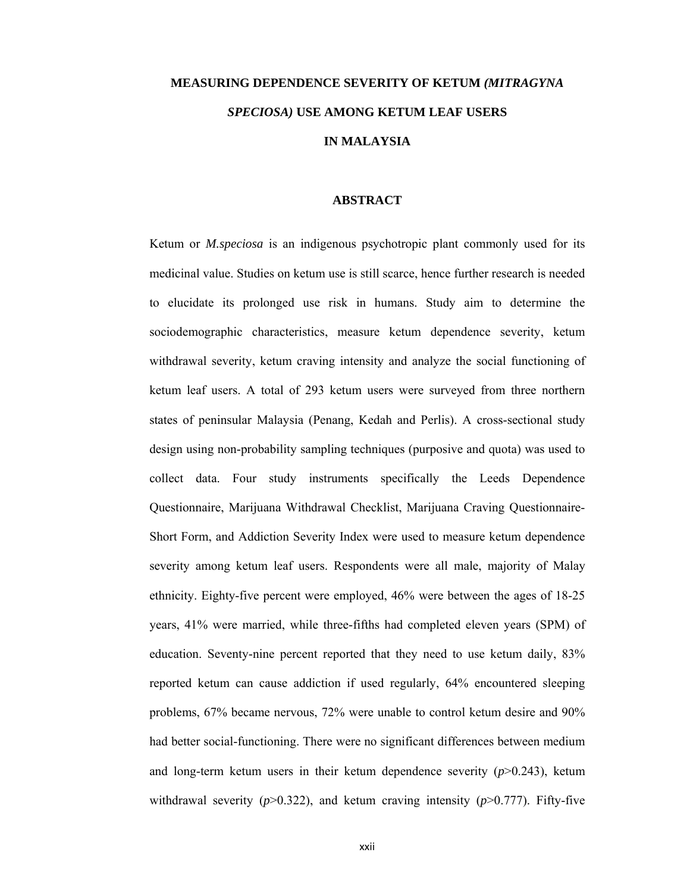# MEASURING DEPENDENCE SEVERITY OF KETUM *(MITRAGYNA SPECIOSA)* USE AMONG KETUM LEAF USERS IN MALAYSIA

## ABSTRACT

Ketum or *M.speciosa* is an indigenous psychotropic plant commonly used for its medicinal value. Studies on ketum use is still scarce, hence further research is needed to elucidate its prolonged use risk in humans. Study aim to determine the sociodemographic characteristics, measure ketum dependence severity, ketum withdrawal severity, ketum craving intensity and analyze the social functioning of ketum leaf users. A total of 293 ketum users were surveyed from three northern states of peninsular Malaysia (Penang, Kedah and Perlis). A cross-sectional study design using non-probability sampling techniques (purposive and quota) was used to collect data. Four study instruments specifically the Leeds Dependence Questionnaire, Marijuana Withdrawal Checklist, Marijuana Craving Questionnaire-Short Form, and Addiction Severity Index were used to measure ketum dependence severity among ketum leaf users. Respondents were all male, majority of Malay ethnicity. Eighty-five percent were employed, 46% were between the ages of 18-25 years, 41% were married, while three-fifths had completed eleven years (SPM) of education. Seventy-nine percent reported that they need to use ketum daily, 83% reported ketum can cause addiction if used regularly, 64% encountered sleeping problems, 67% became nervous, 72% were unable to control ketum desire and 90% had better social-functioning. There were no significant differences between medium and long-term ketum users in their ketum dependence severity ($p$>0.243), ketum withdrawal severity ($p$>0.322), and ketum craving intensity ($p$>0.777). Fifty-five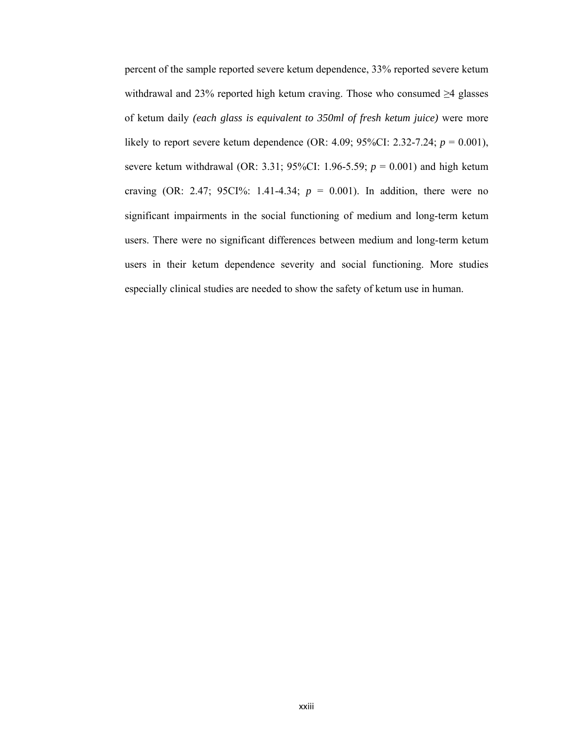percent of the sample reported severe ketum dependence, 33% reported severe ketum withdrawal and 23% reported high ketum craving. Those who consumed ≥4 glasses of ketum daily *(each glass is equivalent to 350ml of fresh ketum juice)* were more likely to report severe ketum dependence (OR: 4.09; 95%CI: 2.32-7.24; $p = 0.001$), severe ketum withdrawal (OR: 3.31; 95%CI: 1.96-5.59; $p = 0.001$) and high ketum craving (OR: 2.47; 95CI%: 1.41-4.34; $p = 0.001$). In addition, there were no significant impairments in the social functioning of medium and long-term ketum users. There were no significant differences between medium and long-term ketum users in their ketum dependence severity and social functioning. More studies especially clinical studies are needed to show the safety of ketum use in human.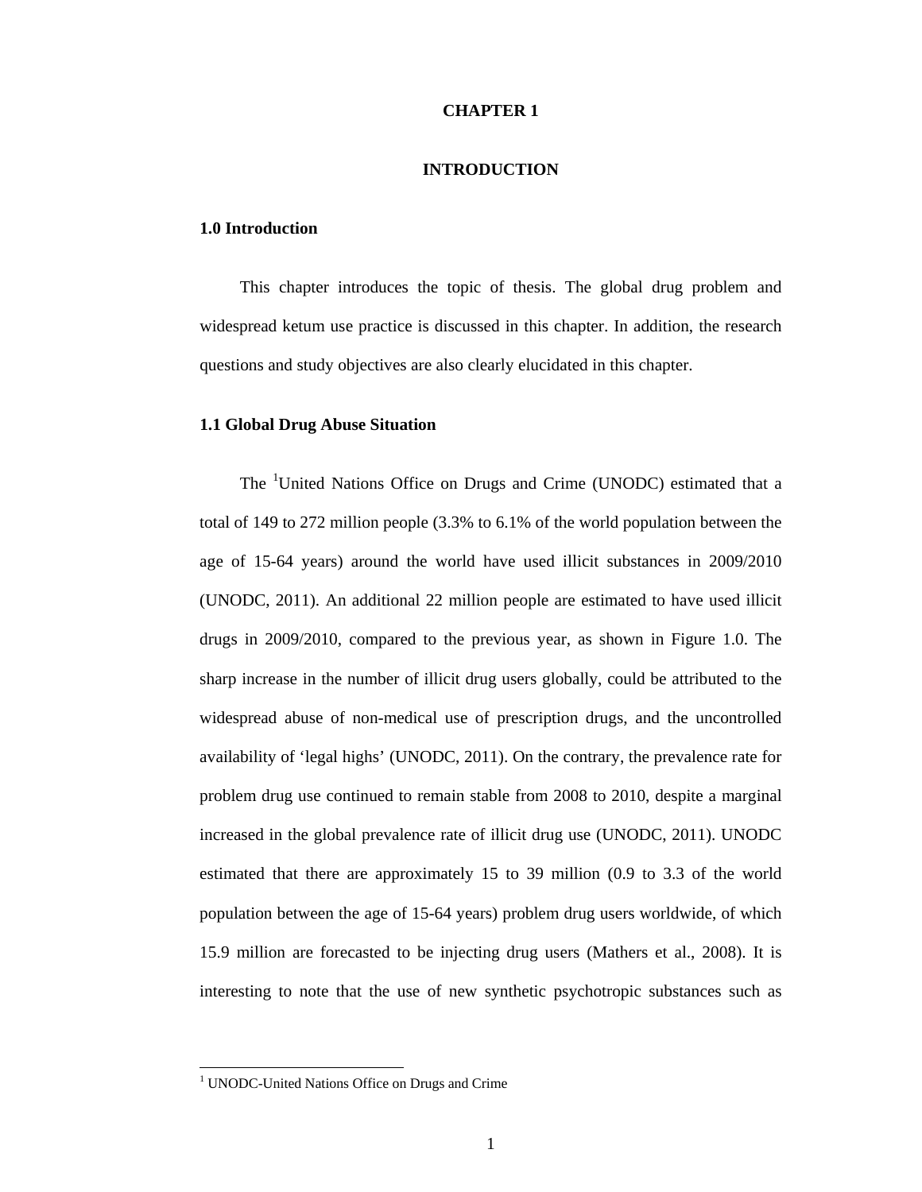# CHAPTER 1

# INTRODUCTION

## 1.0 Introduction

This chapter introduces the topic of thesis. The global drug problem and widespread ketum use practice is discussed in this chapter. In addition, the research questions and study objectives are also clearly elucidated in this chapter.

## 1.1 Global Drug Abuse Situation

The [1]United Nations Office on Drugs and Crime (UNODC) estimated that a total of 149 to 272 million people (3.3% to 6.1% of the world population between the age of 15-64 years) around the world have used illicit substances in 2009/2010 (UNODC, 2011). An additional 22 million people are estimated to have used illicit drugs in 2009/2010, compared to the previous year, as shown in Figure 1.0. The sharp increase in the number of illicit drug users globally, could be attributed to the widespread abuse of non-medical use of prescription drugs, and the uncontrolled availability of 'legal highs' (UNODC, 2011). On the contrary, the prevalence rate for problem drug use continued to remain stable from 2008 to 2010, despite a marginal increased in the global prevalence rate of illicit drug use (UNODC, 2011). UNODC estimated that there are approximately 15 to 39 million (0.9 to 3.3 of the world population between the age of 15-64 years) problem drug users worldwide, of which 15.9 million are forecasted to be injecting drug users (Mathers et al., 2008). It is interesting to note that the use of new synthetic psychotropic substances such as

[1] UNODC-United Nations Office on Drugs and Crime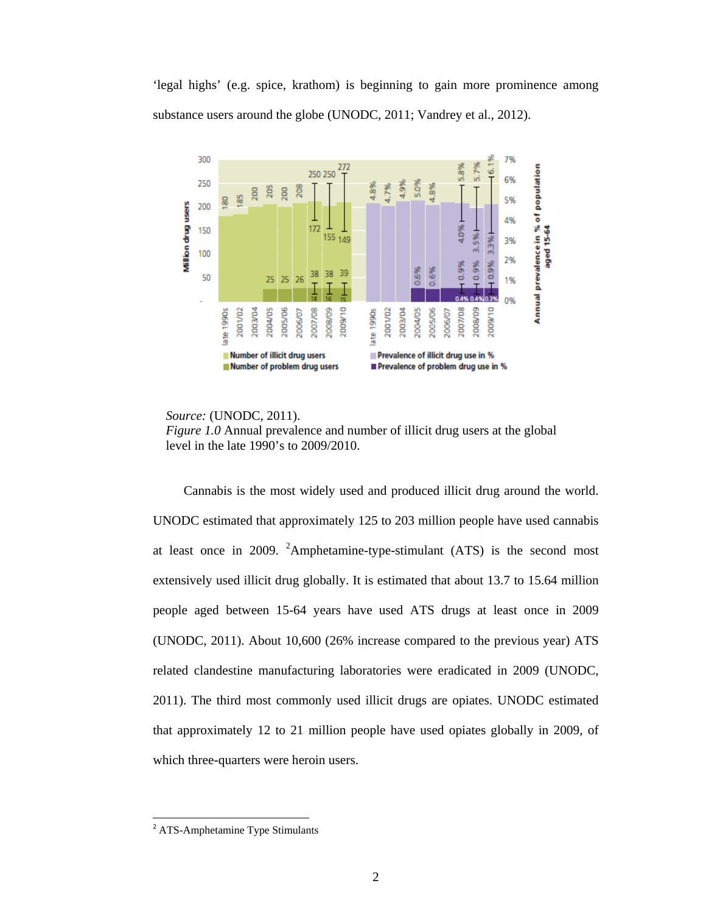'legal highs' (e.g. spice, kratom) is beginning to gain more prominence among substance users around the globe (UNODC, 2011; Vandrey et al., 2012).

*Source:* (UNODC, 2011).
*Figure 1.0* Annual prevalence and number of illicit drug users at the global level in the late 1990's to 2009/2010.

Cannabis is the most widely used and produced illicit drug around the world. UNODC estimated that approximately 125 to 203 million people have used cannabis at least once in 2009. [2]Amphetamine-type-stimulant (ATS) is the second most extensively used illicit drug globally. It is estimated that about 13.7 to 15.64 million people aged between 15-64 years have used ATS drugs at least once in 2009 (UNODC, 2011). About 10,600 (26% increase compared to the previous year) ATS related clandestine manufacturing laboratories were eradicated in 2009 (UNODC, 2011). The third most commonly used illicit drugs are opiates. UNODC estimated that approximately 12 to 21 million people have used opiates globally in 2009, of which three-quarters were heroin users.

[2] ATS-Amphetamine Type Stimulants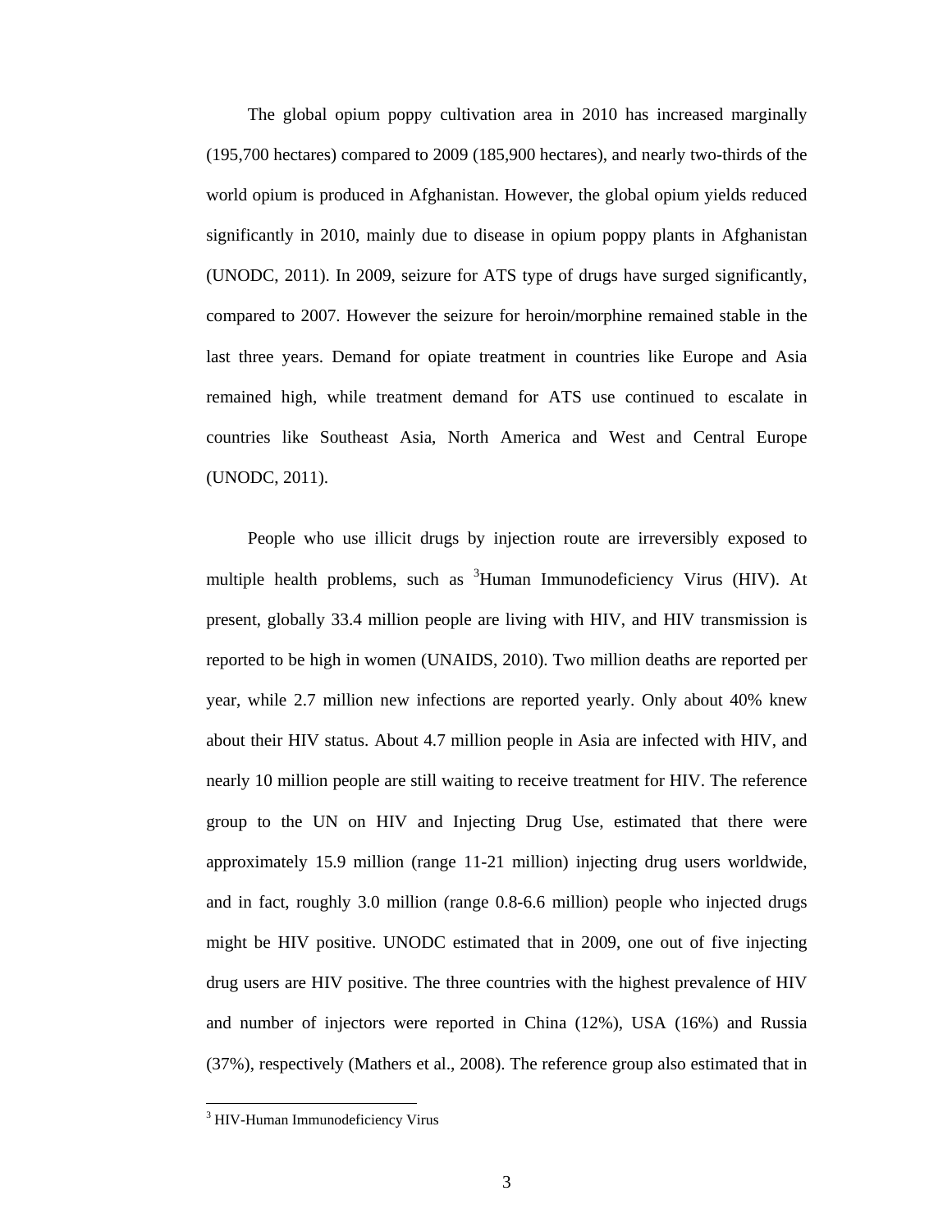The global opium poppy cultivation area in 2010 has increased marginally (195,700 hectares) compared to 2009 (185,900 hectares), and nearly two-thirds of the world opium is produced in Afghanistan. However, the global opium yields reduced significantly in 2010, mainly due to disease in opium poppy plants in Afghanistan (UNODC, 2011). In 2009, seizure for ATS type of drugs have surged significantly, compared to 2007. However the seizure for heroin/morphine remained stable in the last three years. Demand for opiate treatment in countries like Europe and Asia remained high, while treatment demand for ATS use continued to escalate in countries like Southeast Asia, North America and West and Central Europe (UNODC, 2011).

People who use illicit drugs by injection route are irreversibly exposed to multiple health problems, such as [3]Human Immunodeficiency Virus (HIV). At present, globally 33.4 million people are living with HIV, and HIV transmission is reported to be high in women (UNAIDS, 2010). Two million deaths are reported per year, while 2.7 million new infections are reported yearly. Only about 40% knew about their HIV status. About 4.7 million people in Asia are infected with HIV, and nearly 10 million people are still waiting to receive treatment for HIV. The reference group to the UN on HIV and Injecting Drug Use, estimated that there were approximately 15.9 million (range 11-21 million) injecting drug users worldwide, and in fact, roughly 3.0 million (range 0.8-6.6 million) people who injected drugs might be HIV positive. UNODC estimated that in 2009, one out of five injecting drug users are HIV positive. The three countries with the highest prevalence of HIV and number of injectors were reported in China (12%), USA (16%) and Russia (37%), respectively (Mathers et al., 2008). The reference group also estimated that in

---

[3] HIV-Human Immunodeficiency Virus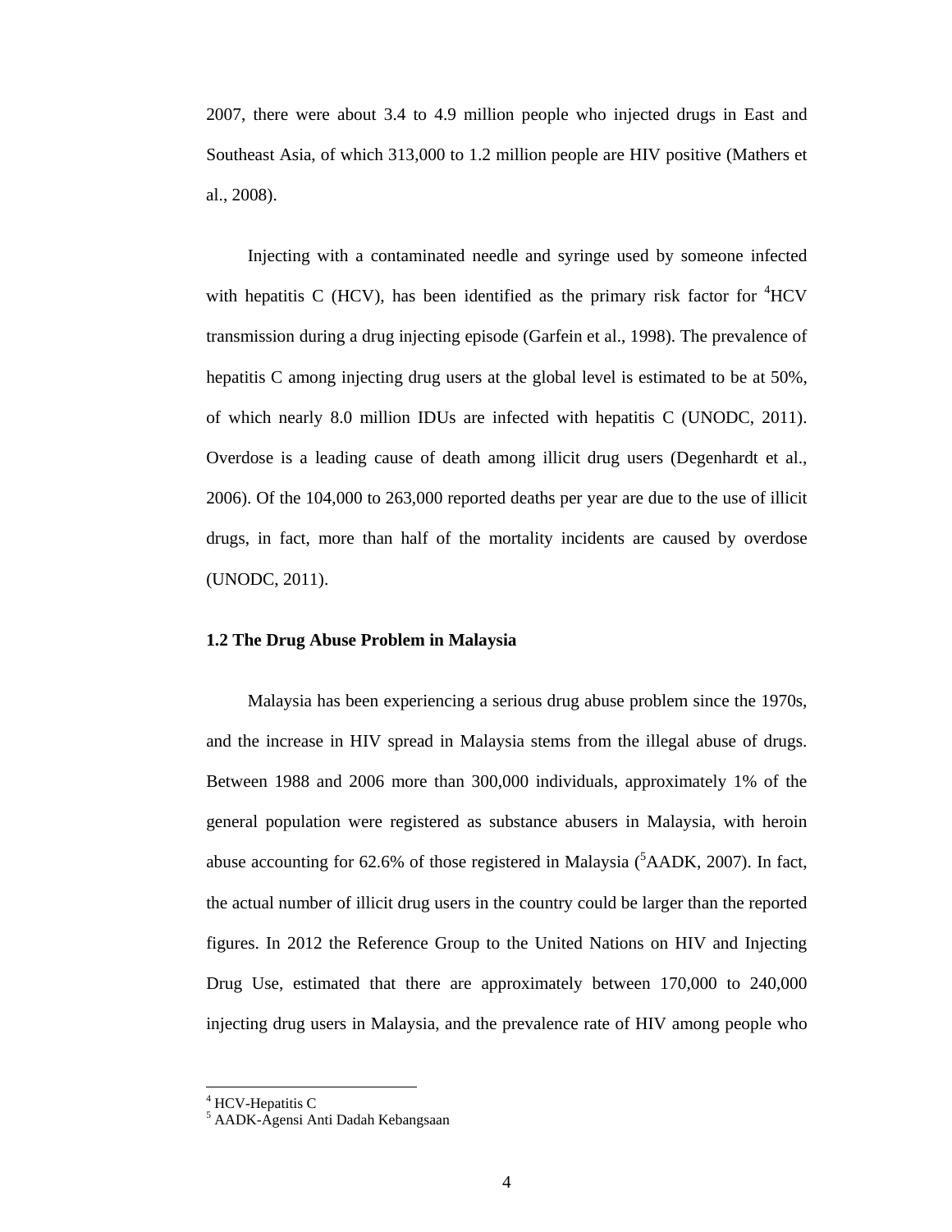2007, there were about 3.4 to 4.9 million people who injected drugs in East and Southeast Asia, of which 313,000 to 1.2 million people are HIV positive (Mathers et al., 2008).

Injecting with a contaminated needle and syringe used by someone infected with hepatitis C (HCV), has been identified as the primary risk factor for [4]HCV transmission during a drug injecting episode (Garfein et al., 1998). The prevalence of hepatitis C among injecting drug users at the global level is estimated to be at 50%, of which nearly 8.0 million IDUs are infected with hepatitis C (UNODC, 2011). Overdose is a leading cause of death among illicit drug users (Degenhardt et al., 2006). Of the 104,000 to 263,000 reported deaths per year are due to the use of illicit drugs, in fact, more than half of the mortality incidents are caused by overdose (UNODC, 2011).

### 1.2 The Drug Abuse Problem in Malaysia

Malaysia has been experiencing a serious drug abuse problem since the 1970s, and the increase in HIV spread in Malaysia stems from the illegal abuse of drugs. Between 1988 and 2006 more than 300,000 individuals, approximately 1% of the general population were registered as substance abusers in Malaysia, with heroin abuse accounting for 62.6% of those registered in Malaysia ([5]AADK, 2007). In fact, the actual number of illicit drug users in the country could be larger than the reported figures. In 2012 the Reference Group to the United Nations on HIV and Injecting Drug Use, estimated that there are approximately between 170,000 to 240,000 injecting drug users in Malaysia, and the prevalence rate of HIV among people who

---

[4] HCV-Hepatitis C
[5] AADK-Agensi Anti Dadah Kebangsaan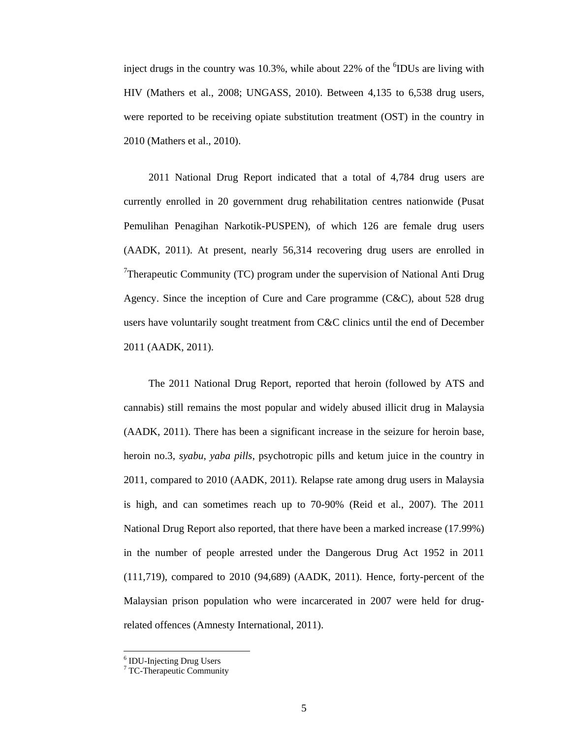inject drugs in the country was 10.3%, while about 22% of the [6]IDUs are living with HIV (Mathers et al., 2008; UNGASS, 2010). Between 4,135 to 6,538 drug users, were reported to be receiving opiate substitution treatment (OST) in the country in 2010 (Mathers et al., 2010).

2011 National Drug Report indicated that a total of 4,784 drug users are currently enrolled in 20 government drug rehabilitation centres nationwide (Pusat Pemulihan Penagihan Narkotik-PUSPEN), of which 126 are female drug users (AADK, 2011). At present, nearly 56,314 recovering drug users are enrolled in [7]Therapeutic Community (TC) program under the supervision of National Anti Drug Agency. Since the inception of Cure and Care programme (C&C), about 528 drug users have voluntarily sought treatment from C&C clinics until the end of December 2011 (AADK, 2011).

The 2011 National Drug Report, reported that heroin (followed by ATS and cannabis) still remains the most popular and widely abused illicit drug in Malaysia (AADK, 2011). There has been a significant increase in the seizure for heroin base, heroin no.3, *syabu*, *yaba pills*, psychotropic pills and ketum juice in the country in 2011, compared to 2010 (AADK, 2011). Relapse rate among drug users in Malaysia is high, and can sometimes reach up to 70-90% (Reid et al., 2007). The 2011 National Drug Report also reported, that there have been a marked increase (17.99%) in the number of people arrested under the Dangerous Drug Act 1952 in 2011 (111,719), compared to 2010 (94,689) (AADK, 2011). Hence, forty-percent of the Malaysian prison population who were incarcerated in 2007 were held for drug-related offences (Amnesty International, 2011).

---

[6] IDU-Injecting Drug Users
[7] TC-Therapeutic Community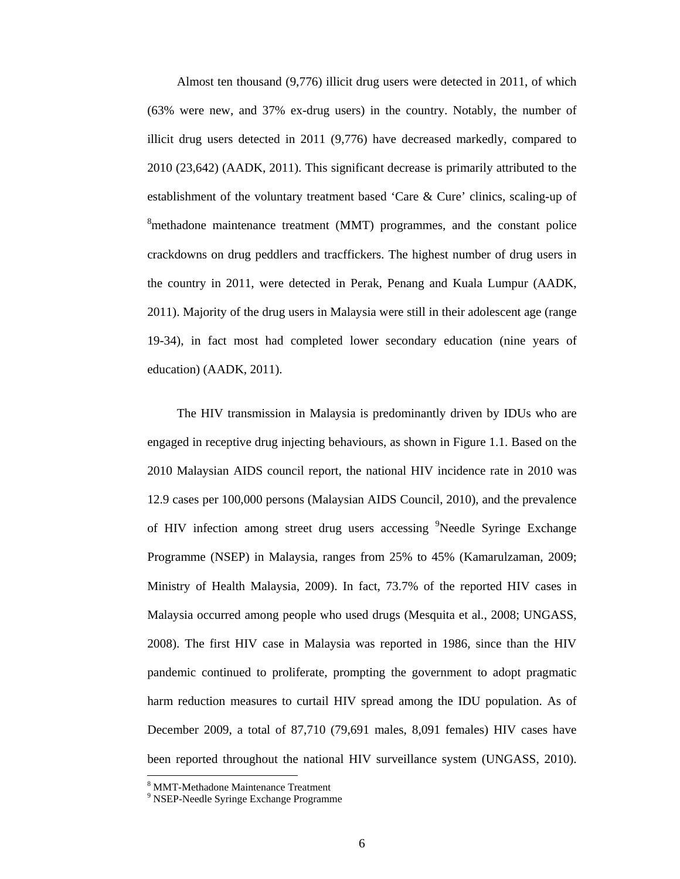Almost ten thousand (9,776) illicit drug users were detected in 2011, of which (63% were new, and 37% ex-drug users) in the country. Notably, the number of illicit drug users detected in 2011 (9,776) have decreased markedly, compared to 2010 (23,642) (AADK, 2011). This significant decrease is primarily attributed to the establishment of the voluntary treatment based 'Care & Cure' clinics, scaling-up of [8]methadone maintenance treatment (MMT) programmes, and the constant police crackdowns on drug peddlers and tracffickers. The highest number of drug users in the country in 2011, were detected in Perak, Penang and Kuala Lumpur (AADK, 2011). Majority of the drug users in Malaysia were still in their adolescent age (range 19-34), in fact most had completed lower secondary education (nine years of education) (AADK, 2011).

The HIV transmission in Malaysia is predominantly driven by IDUs who are engaged in receptive drug injecting behaviours, as shown in Figure 1.1. Based on the 2010 Malaysian AIDS council report, the national HIV incidence rate in 2010 was 12.9 cases per 100,000 persons (Malaysian AIDS Council, 2010), and the prevalence of HIV infection among street drug users accessing [9]Needle Syringe Exchange Programme (NSEP) in Malaysia, ranges from 25% to 45% (Kamarulzaman, 2009; Ministry of Health Malaysia, 2009). In fact, 73.7% of the reported HIV cases in Malaysia occurred among people who used drugs (Mesquita et al., 2008; UNGASS, 2008). The first HIV case in Malaysia was reported in 1986, since than the HIV pandemic continued to proliferate, prompting the government to adopt pragmatic harm reduction measures to curtail HIV spread among the IDU population. As of December 2009, a total of 87,710 (79,691 males, 8,091 females) HIV cases have been reported throughout the national HIV surveillance system (UNGASS, 2010).

[8] MMT-Methadone Maintenance Treatment

[9] NSEP-Needle Syringe Exchange Programme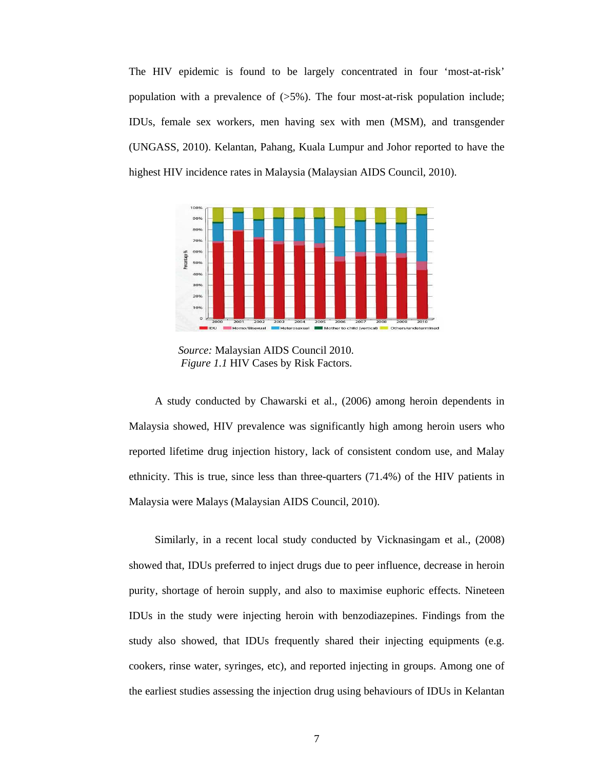The HIV epidemic is found to be largely concentrated in four 'most-at-risk' population with a prevalence of (>5%). The four most-at-risk population include; IDUs, female sex workers, men having sex with men (MSM), and transgender (UNGASS, 2010). Kelantan, Pahang, Kuala Lumpur and Johor reported to have the highest HIV incidence rates in Malaysia (Malaysian AIDS Council, 2010).

*Source:* Malaysian AIDS Council 2010.
*Figure 1.1* HIV Cases by Risk Factors.

A study conducted by Chawarski et al., (2006) among heroin dependents in Malaysia showed, HIV prevalence was significantly high among heroin users who reported lifetime drug injection history, lack of consistent condom use, and Malay ethnicity. This is true, since less than three-quarters (71.4%) of the HIV patients in Malaysia were Malays (Malaysian AIDS Council, 2010).

Similarly, in a recent local study conducted by Vicknasingam et al., (2008) showed that, IDUs preferred to inject drugs due to peer influence, decrease in heroin purity, shortage of heroin supply, and also to maximise euphoric effects. Nineteen IDUs in the study were injecting heroin with benzodiazepines. Findings from the study also showed, that IDUs frequently shared their injecting equipments (e.g. cookers, rinse water, syringes, etc), and reported injecting in groups. Among one of the earliest studies assessing the injection drug using behaviours of IDUs in Kelantan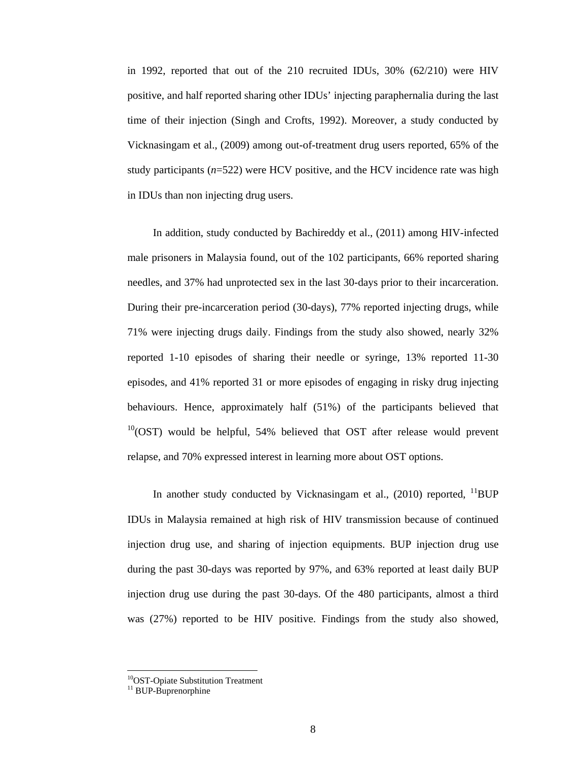in 1992, reported that out of the 210 recruited IDUs, 30% (62/210) were HIV positive, and half reported sharing other IDUs' injecting paraphernalia during the last time of their injection (Singh and Crofts, 1992). Moreover, a study conducted by Vicknasingam et al., (2009) among out-of-treatment drug users reported, 65% of the study participants (*n*=522) were HCV positive, and the HCV incidence rate was high in IDUs than non injecting drug users.

In addition, study conducted by Bachireddy et al., (2011) among HIV-infected male prisoners in Malaysia found, out of the 102 participants, 66% reported sharing needles, and 37% had unprotected sex in the last 30-days prior to their incarceration. During their pre-incarceration period (30-days), 77% reported injecting drugs, while 71% were injecting drugs daily. Findings from the study also showed, nearly 32% reported 1-10 episodes of sharing their needle or syringe, 13% reported 11-30 episodes, and 41% reported 31 or more episodes of engaging in risky drug injecting behaviours. Hence, approximately half (51%) of the participants believed that [10](OST) would be helpful, 54% believed that OST after release would prevent relapse, and 70% expressed interest in learning more about OST options.

In another study conducted by Vicknasingam et al., (2010) reported, [11]BUP IDUs in Malaysia remained at high risk of HIV transmission because of continued injection drug use, and sharing of injection equipments. BUP injection drug use during the past 30-days was reported by 97%, and 63% reported at least daily BUP injection drug use during the past 30-days. Of the 480 participants, almost a third was (27%) reported to be HIV positive. Findings from the study also showed,

[10]OST-Opiate Substitution Treatment
[11] BUP-Buprenorphine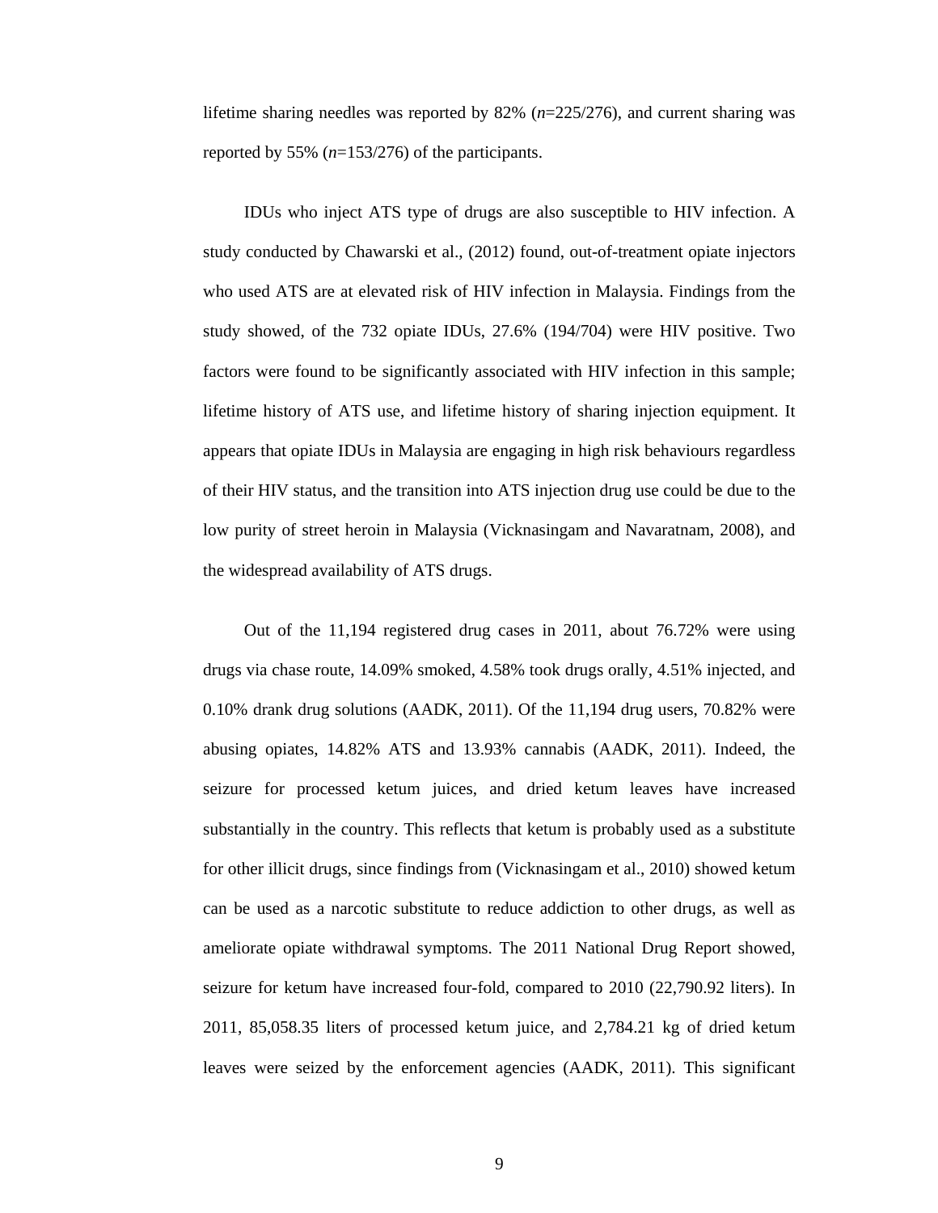lifetime sharing needles was reported by 82% (*n*=225/276), and current sharing was reported by 55% (*n*=153/276) of the participants.

IDUs who inject ATS type of drugs are also susceptible to HIV infection. A study conducted by Chawarski et al., (2012) found, out-of-treatment opiate injectors who used ATS are at elevated risk of HIV infection in Malaysia. Findings from the study showed, of the 732 opiate IDUs, 27.6% (194/704) were HIV positive. Two factors were found to be significantly associated with HIV infection in this sample; lifetime history of ATS use, and lifetime history of sharing injection equipment. It appears that opiate IDUs in Malaysia are engaging in high risk behaviours regardless of their HIV status, and the transition into ATS injection drug use could be due to the low purity of street heroin in Malaysia (Vicknasingam and Navaratnam, 2008), and the widespread availability of ATS drugs.

Out of the 11,194 registered drug cases in 2011, about 76.72% were using drugs via chase route, 14.09% smoked, 4.58% took drugs orally, 4.51% injected, and 0.10% drank drug solutions (AADK, 2011). Of the 11,194 drug users, 70.82% were abusing opiates, 14.82% ATS and 13.93% cannabis (AADK, 2011). Indeed, the seizure for processed ketum juices, and dried ketum leaves have increased substantially in the country. This reflects that ketum is probably used as a substitute for other illicit drugs, since findings from (Vicknasingam et al., 2010) showed ketum can be used as a narcotic substitute to reduce addiction to other drugs, as well as ameliorate opiate withdrawal symptoms. The 2011 National Drug Report showed, seizure for ketum have increased four-fold, compared to 2010 (22,790.92 liters). In 2011, 85,058.35 liters of processed ketum juice, and 2,784.21 kg of dried ketum leaves were seized by the enforcement agencies (AADK, 2011). This significant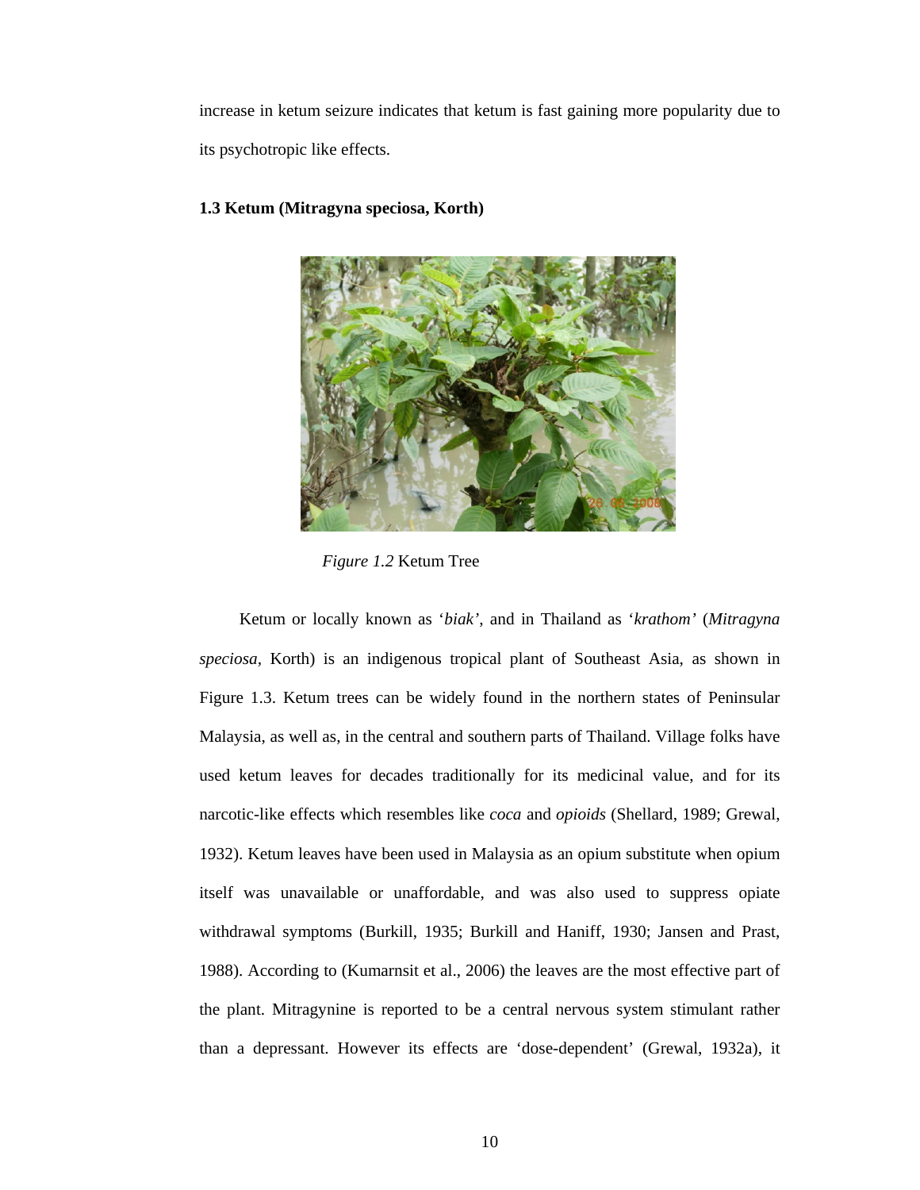increase in ketum seizure indicates that ketum is fast gaining more popularity due to its psychotropic like effects.

**1.3 Ketum (Mitragyna speciosa, Korth)**

*Figure 1.2* Ketum Tree

Ketum or locally known as '*biak*', and in Thailand as '*krathom*' (*Mitragyna speciosa*, Korth) is an indigenous tropical plant of Southeast Asia, as shown in Figure 1.3. Ketum trees can be widely found in the northern states of Peninsular Malaysia, as well as, in the central and southern parts of Thailand. Village folks have used ketum leaves for decades traditionally for its medicinal value, and for its narcotic-like effects which resembles like *coca* and *opioids* (Shellard, 1989; Grewal, 1932). Ketum leaves have been used in Malaysia as an opium substitute when opium itself was unavailable or unaffordable, and was also used to suppress opiate withdrawal symptoms (Burkill, 1935; Burkill and Haniff, 1930; Jansen and Prast, 1988). According to (Kumarnsit et al., 2006) the leaves are the most effective part of the plant. Mitragynine is reported to be a central nervous system stimulant rather than a depressant. However its effects are 'dose-dependent' (Grewal, 1932a), it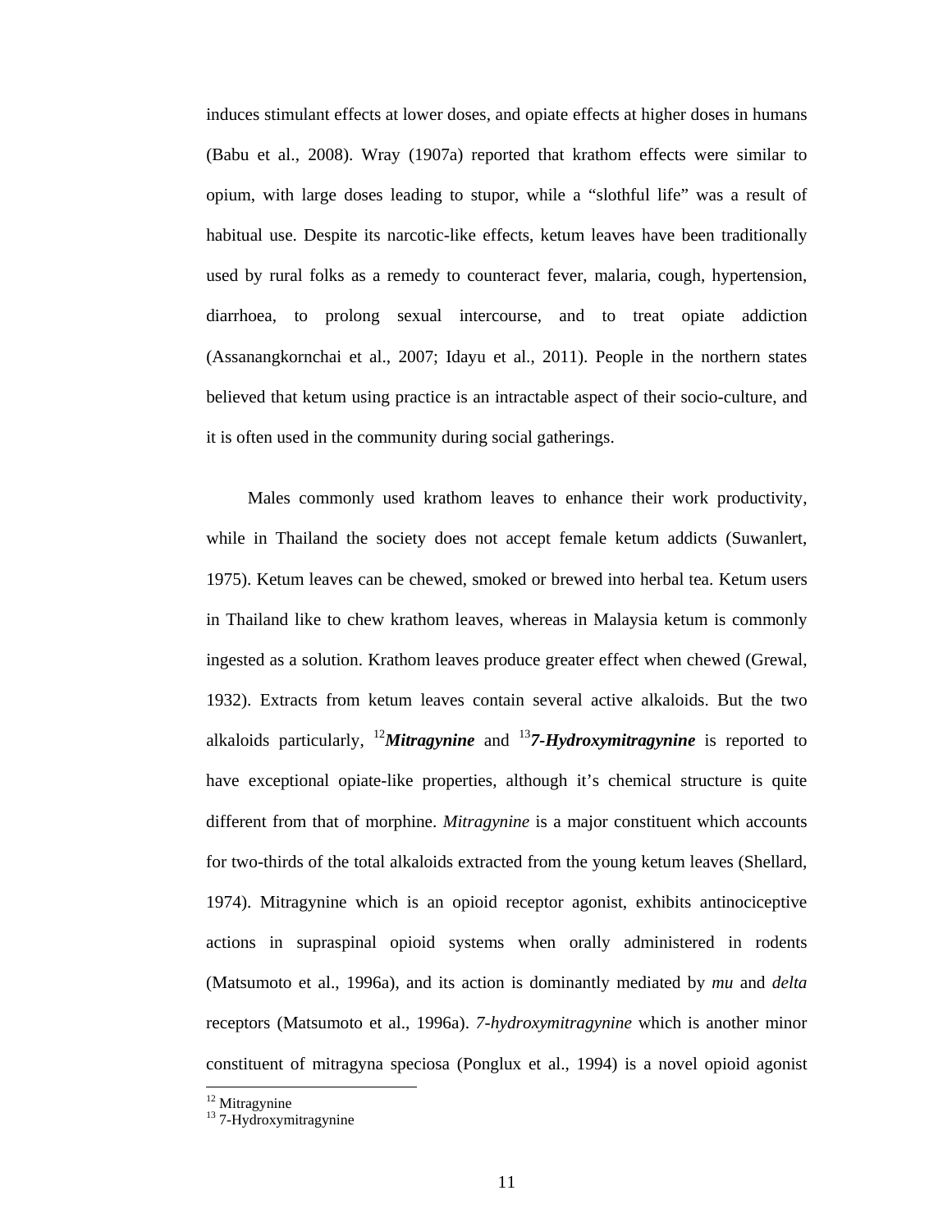induces stimulant effects at lower doses, and opiate effects at higher doses in humans (Babu et al., 2008). Wray (1907a) reported that krathom effects were similar to opium, with large doses leading to stupor, while a "slothful life" was a result of habitual use. Despite its narcotic-like effects, ketum leaves have been traditionally used by rural folks as a remedy to counteract fever, malaria, cough, hypertension, diarrhoea, to prolong sexual intercourse, and to treat opiate addiction (Assanangkornchai et al., 2007; Idayu et al., 2011). People in the northern states believed that ketum using practice is an intractable aspect of their socio-culture, and it is often used in the community during social gatherings.

Males commonly used krathom leaves to enhance their work productivity, while in Thailand the society does not accept female ketum addicts (Suwanlert, 1975). Ketum leaves can be chewed, smoked or brewed into herbal tea. Ketum users in Thailand like to chew krathom leaves, whereas in Malaysia ketum is commonly ingested as a solution. Krathom leaves produce greater effect when chewed (Grewal, 1932). Extracts from ketum leaves contain several active alkaloids. But the two alkaloids particularly, [12]***Mitragynine*** and [13]***7-Hydroxymitragynine*** is reported to have exceptional opiate-like properties, although it's chemical structure is quite different from that of morphine. *Mitragynine* is a major constituent which accounts for two-thirds of the total alkaloids extracted from the young ketum leaves (Shellard, 1974). Mitragynine which is an opioid receptor agonist, exhibits antinociceptive actions in supraspinal opioid systems when orally administered in rodents (Matsumoto et al., 1996a), and its action is dominantly mediated by *mu* and *delta* receptors (Matsumoto et al., 1996a). *7-hydroxymitragynine* which is another minor constituent of mitragyna speciosa (Ponglux et al., 1994) is a novel opioid agonist

[12] Mitragynine
[13] 7-Hydroxymitragynine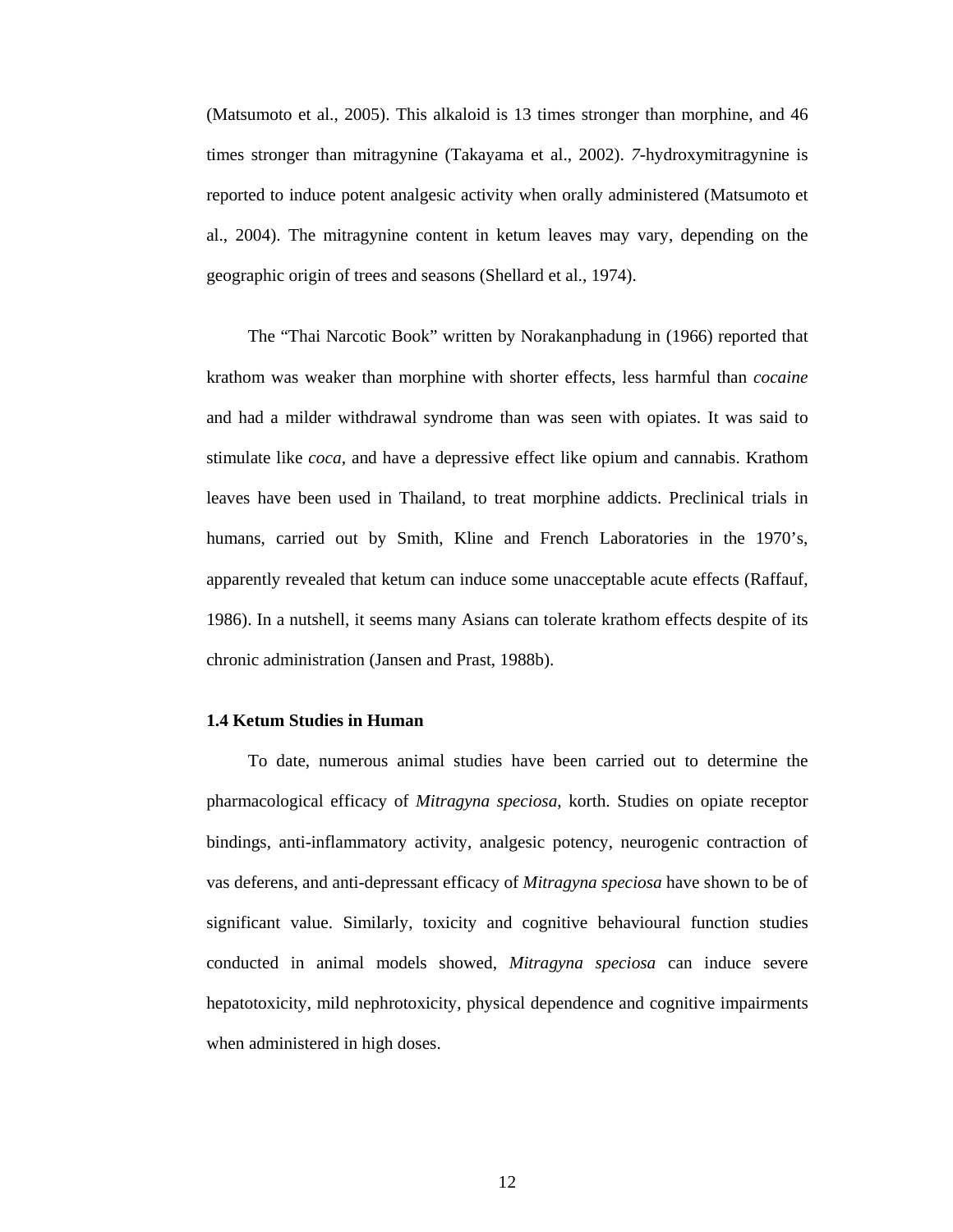(Matsumoto et al., 2005). This alkaloid is 13 times stronger than morphine, and 46 times stronger than mitragynine (Takayama et al., 2002). *7*-hydroxymitragynine is reported to induce potent analgesic activity when orally administered (Matsumoto et al., 2004). The mitragynine content in ketum leaves may vary, depending on the geographic origin of trees and seasons (Shellard et al., 1974).

The "Thai Narcotic Book" written by Norakanphadung in (1966) reported that krathom was weaker than morphine with shorter effects, less harmful than *cocaine* and had a milder withdrawal syndrome than was seen with opiates. It was said to stimulate like *coca*, and have a depressive effect like opium and cannabis. Krathom leaves have been used in Thailand, to treat morphine addicts. Preclinical trials in humans, carried out by Smith, Kline and French Laboratories in the 1970's, apparently revealed that ketum can induce some unacceptable acute effects (Raffauf, 1986). In a nutshell, it seems many Asians can tolerate krathom effects despite of its chronic administration (Jansen and Prast, 1988b).

### 1.4 Ketum Studies in Human

To date, numerous animal studies have been carried out to determine the pharmacological efficacy of *Mitragyna speciosa,* korth. Studies on opiate receptor bindings, anti-inflammatory activity, analgesic potency, neurogenic contraction of vas deferens, and anti-depressant efficacy of *Mitragyna speciosa* have shown to be of significant value. Similarly, toxicity and cognitive behavioural function studies conducted in animal models showed, *Mitragyna speciosa* can induce severe hepatotoxicity, mild nephrotoxicity, physical dependence and cognitive impairments when administered in high doses.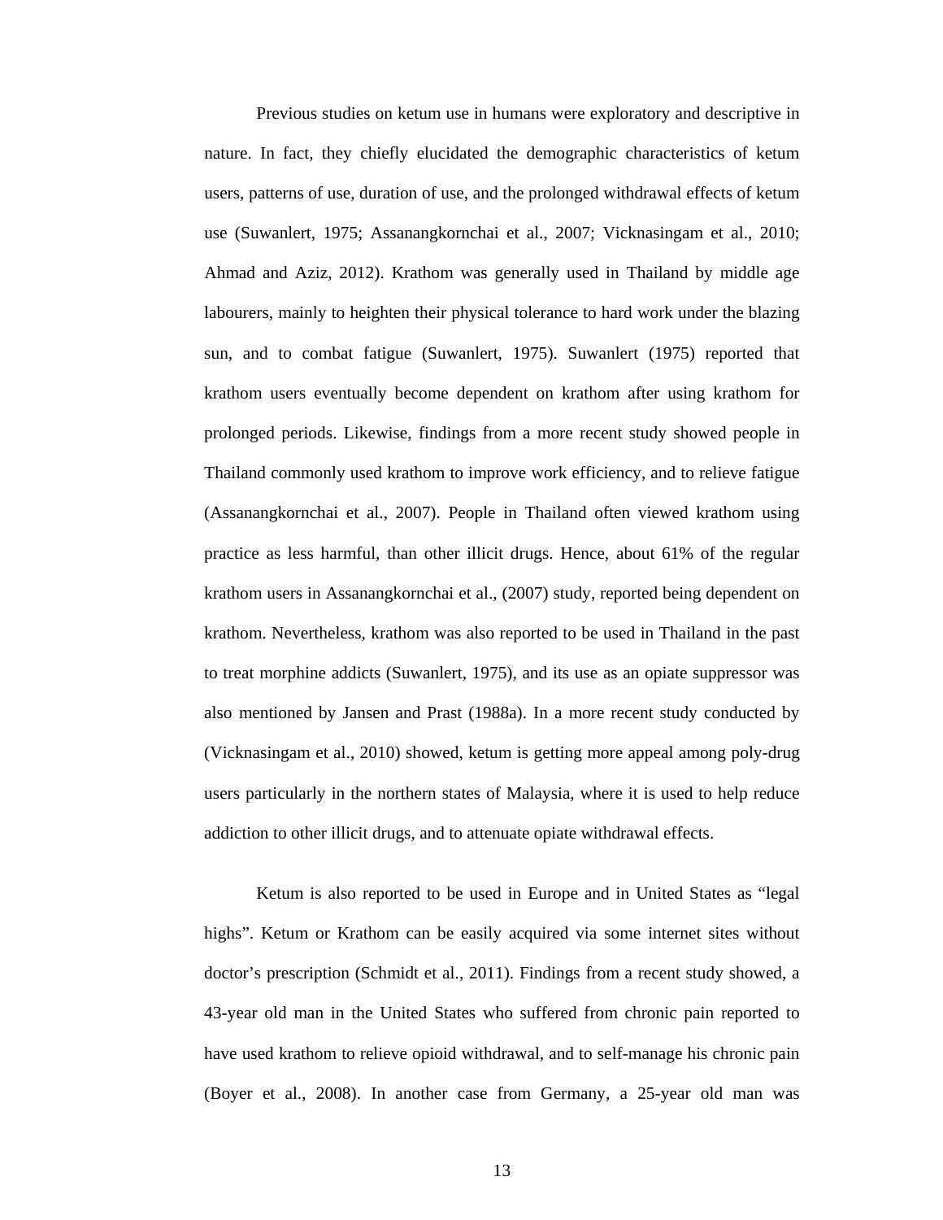Previous studies on ketum use in humans were exploratory and descriptive in nature. In fact, they chiefly elucidated the demographic characteristics of ketum users, patterns of use, duration of use, and the prolonged withdrawal effects of ketum use (Suwanlert, 1975; Assanangkornchai et al., 2007; Vicknasingam et al., 2010; Ahmad and Aziz, 2012). Krathom was generally used in Thailand by middle age labourers, mainly to heighten their physical tolerance to hard work under the blazing sun, and to combat fatigue (Suwanlert, 1975). Suwanlert (1975) reported that krathom users eventually become dependent on krathom after using krathom for prolonged periods. Likewise, findings from a more recent study showed people in Thailand commonly used krathom to improve work efficiency, and to relieve fatigue (Assanangkornchai et al., 2007). People in Thailand often viewed krathom using practice as less harmful, than other illicit drugs. Hence, about 61% of the regular krathom users in Assanangkornchai et al., (2007) study, reported being dependent on krathom. Nevertheless, krathom was also reported to be used in Thailand in the past to treat morphine addicts (Suwanlert, 1975), and its use as an opiate suppressor was also mentioned by Jansen and Prast (1988a). In a more recent study conducted by (Vicknasingam et al., 2010) showed, ketum is getting more appeal among poly-drug users particularly in the northern states of Malaysia, where it is used to help reduce addiction to other illicit drugs, and to attenuate opiate withdrawal effects.

Ketum is also reported to be used in Europe and in United States as "legal highs". Ketum or Krathom can be easily acquired via some internet sites without doctor's prescription (Schmidt et al., 2011). Findings from a recent study showed, a 43-year old man in the United States who suffered from chronic pain reported to have used krathom to relieve opioid withdrawal, and to self-manage his chronic pain (Boyer et al., 2008). In another case from Germany, a 25-year old man was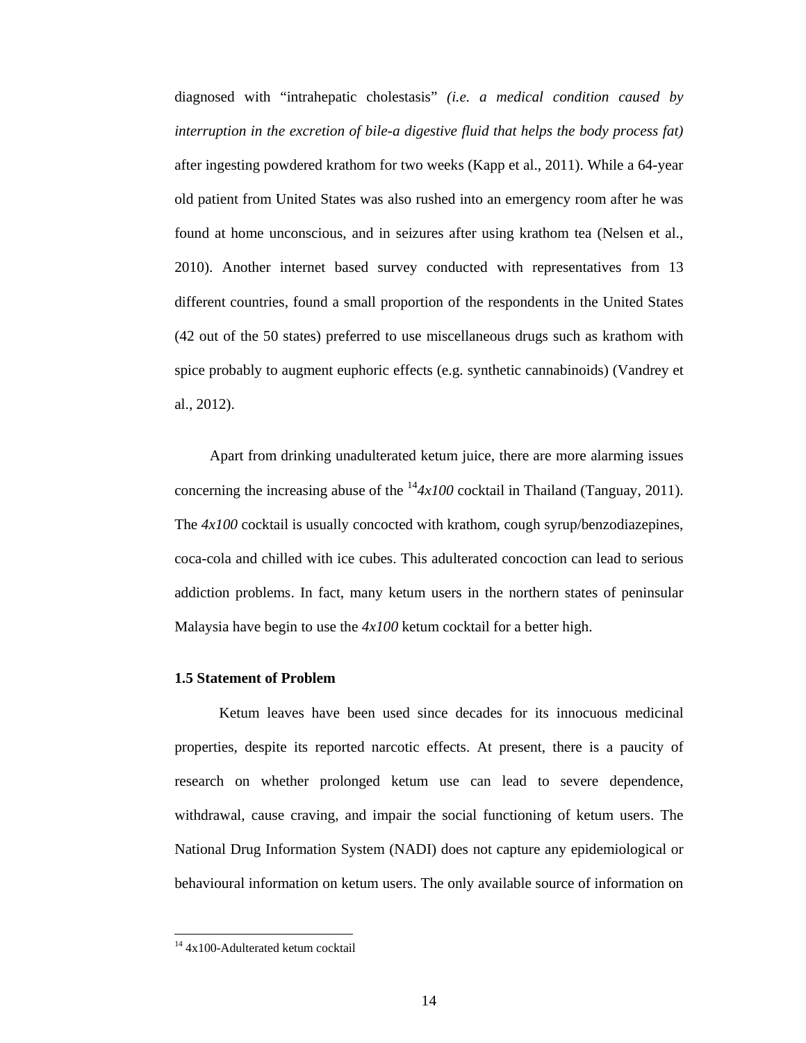diagnosed with "intrahepatic cholestasis" *(i.e. a medical condition caused by interruption in the excretion of bile-a digestive fluid that helps the body process fat)* after ingesting powdered krathom for two weeks (Kapp et al., 2011). While a 64-year old patient from United States was also rushed into an emergency room after he was found at home unconscious, and in seizures after using krathom tea (Nelsen et al., 2010). Another internet based survey conducted with representatives from 13 different countries, found a small proportion of the respondents in the United States (42 out of the 50 states) preferred to use miscellaneous drugs such as krathom with spice probably to augment euphoric effects (e.g. synthetic cannabinoids) (Vandrey et al., 2012).

Apart from drinking unadulterated ketum juice, there are more alarming issues concerning the increasing abuse of the [14]*4x100* cocktail in Thailand (Tanguay, 2011). The *4x100* cocktail is usually concocted with krathom, cough syrup/benzodiazepines, coca-cola and chilled with ice cubes. This adulterated concoction can lead to serious addiction problems. In fact, many ketum users in the northern states of peninsular Malaysia have begin to use the *4x100* ketum cocktail for a better high.

### 1.5 Statement of Problem

Ketum leaves have been used since decades for its innocuous medicinal properties, despite its reported narcotic effects. At present, there is a paucity of research on whether prolonged ketum use can lead to severe dependence, withdrawal, cause craving, and impair the social functioning of ketum users. The National Drug Information System (NADI) does not capture any epidemiological or behavioural information on ketum users. The only available source of information on

[14] 4x100-Adulterated ketum cocktail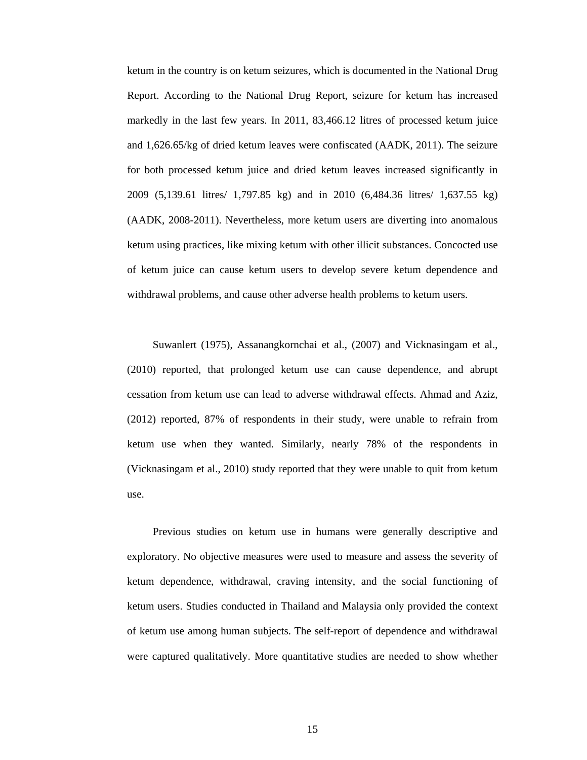ketum in the country is on ketum seizures, which is documented in the National Drug Report. According to the National Drug Report, seizure for ketum has increased markedly in the last few years. In 2011, 83,466.12 litres of processed ketum juice and 1,626.65/kg of dried ketum leaves were confiscated (AADK, 2011). The seizure for both processed ketum juice and dried ketum leaves increased significantly in 2009 (5,139.61 litres/ 1,797.85 kg) and in 2010 (6,484.36 litres/ 1,637.55 kg) (AADK, 2008-2011). Nevertheless, more ketum users are diverting into anomalous ketum using practices, like mixing ketum with other illicit substances. Concocted use of ketum juice can cause ketum users to develop severe ketum dependence and withdrawal problems, and cause other adverse health problems to ketum users.

Suwanlert (1975), Assanangkornchai et al., (2007) and Vicknasingam et al., (2010) reported, that prolonged ketum use can cause dependence, and abrupt cessation from ketum use can lead to adverse withdrawal effects. Ahmad and Aziz, (2012) reported, 87% of respondents in their study, were unable to refrain from ketum use when they wanted. Similarly, nearly 78% of the respondents in (Vicknasingam et al., 2010) study reported that they were unable to quit from ketum use.

Previous studies on ketum use in humans were generally descriptive and exploratory. No objective measures were used to measure and assess the severity of ketum dependence, withdrawal, craving intensity, and the social functioning of ketum users. Studies conducted in Thailand and Malaysia only provided the context of ketum use among human subjects. The self-report of dependence and withdrawal were captured qualitatively. More quantitative studies are needed to show whether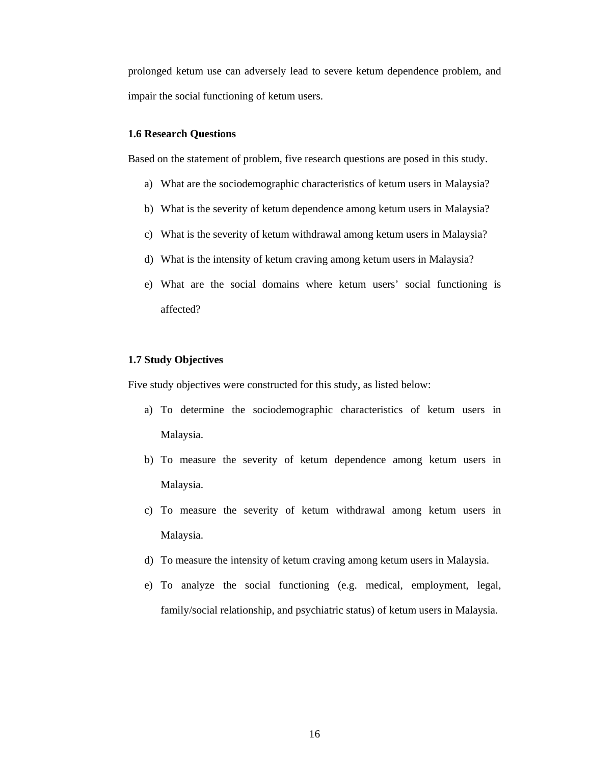prolonged ketum use can adversely lead to severe ketum dependence problem, and impair the social functioning of ketum users.

### 1.6 Research Questions

Based on the statement of problem, five research questions are posed in this study.

a) What are the sociodemographic characteristics of ketum users in Malaysia?

b) What is the severity of ketum dependence among ketum users in Malaysia?

c) What is the severity of ketum withdrawal among ketum users in Malaysia?

d) What is the intensity of ketum craving among ketum users in Malaysia?

e) What are the social domains where ketum users' social functioning is affected?

### 1.7 Study Objectives

Five study objectives were constructed for this study, as listed below:

a) To determine the sociodemographic characteristics of ketum users in Malaysia.

b) To measure the severity of ketum dependence among ketum users in Malaysia.

c) To measure the severity of ketum withdrawal among ketum users in Malaysia.

d) To measure the intensity of ketum craving among ketum users in Malaysia.

e) To analyze the social functioning (e.g. medical, employment, legal, family/social relationship, and psychiatric status) of ketum users in Malaysia.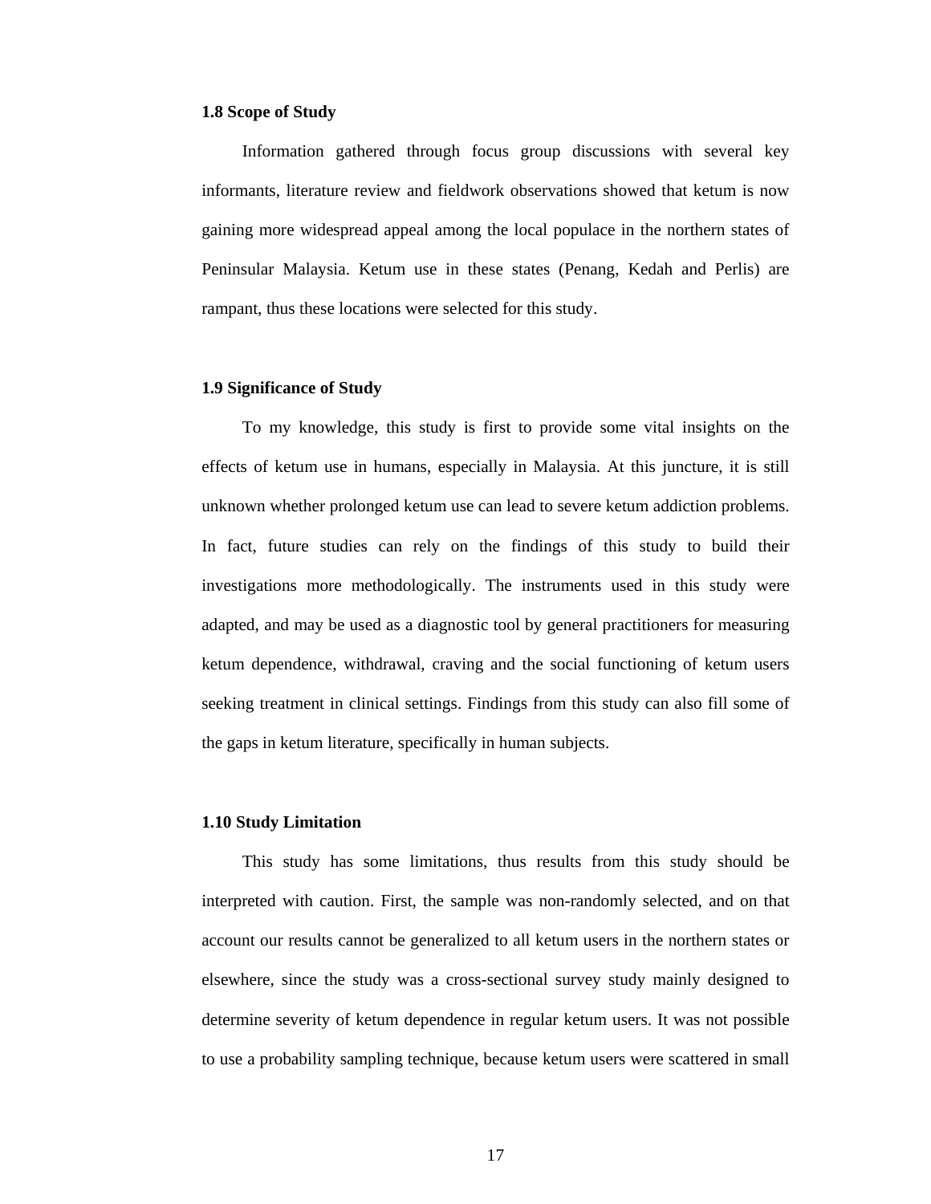### 1.8 Scope of Study

Information gathered through focus group discussions with several key informants, literature review and fieldwork observations showed that ketum is now gaining more widespread appeal among the local populace in the northern states of Peninsular Malaysia. Ketum use in these states (Penang, Kedah and Perlis) are rampant, thus these locations were selected for this study.

### 1.9 Significance of Study

To my knowledge, this study is first to provide some vital insights on the effects of ketum use in humans, especially in Malaysia. At this juncture, it is still unknown whether prolonged ketum use can lead to severe ketum addiction problems. In fact, future studies can rely on the findings of this study to build their investigations more methodologically. The instruments used in this study were adapted, and may be used as a diagnostic tool by general practitioners for measuring ketum dependence, withdrawal, craving and the social functioning of ketum users seeking treatment in clinical settings. Findings from this study can also fill some of the gaps in ketum literature, specifically in human subjects.

### 1.10 Study Limitation

This study has some limitations, thus results from this study should be interpreted with caution. First, the sample was non-randomly selected, and on that account our results cannot be generalized to all ketum users in the northern states or elsewhere, since the study was a cross-sectional survey study mainly designed to determine severity of ketum dependence in regular ketum users. It was not possible to use a probability sampling technique, because ketum users were scattered in small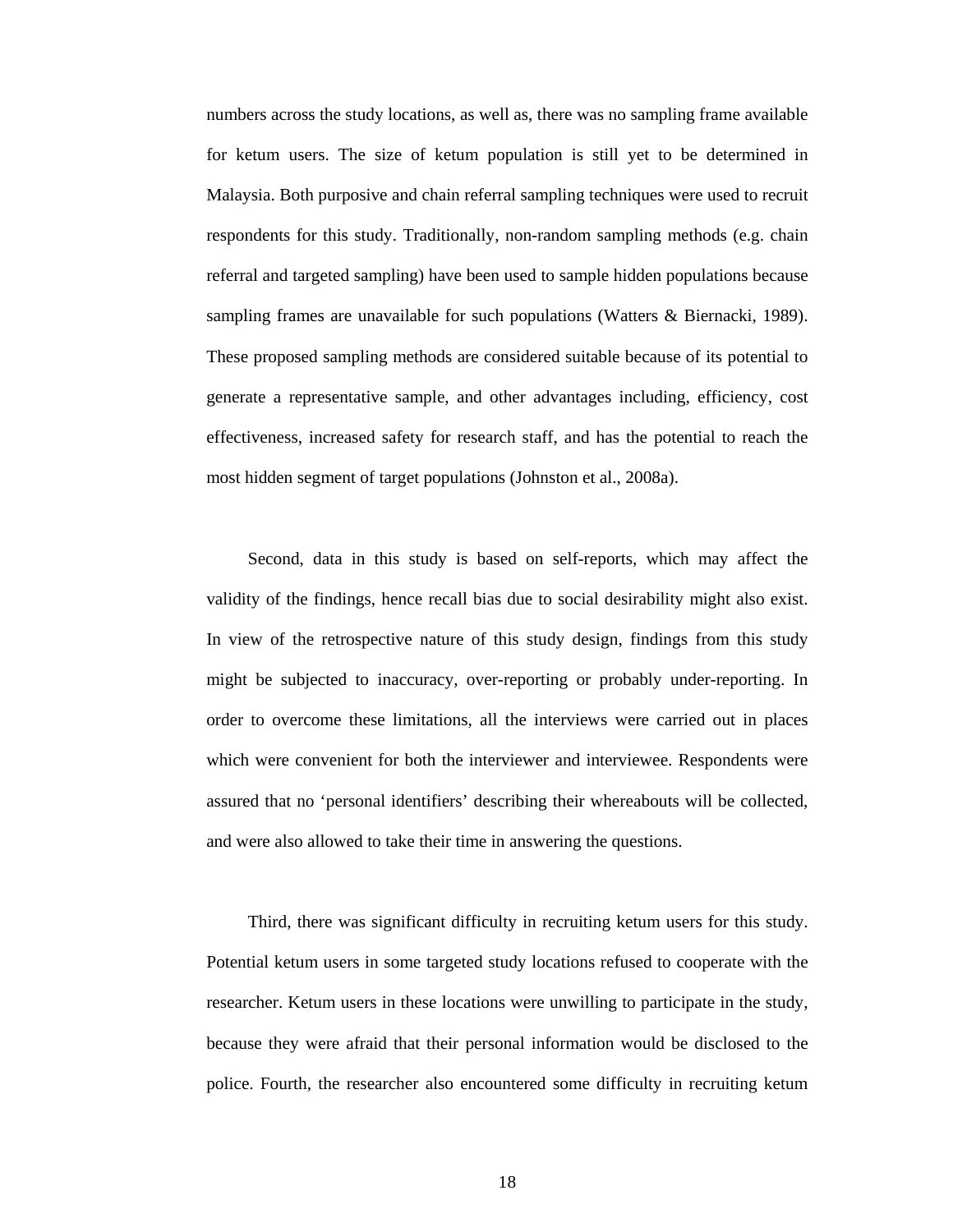numbers across the study locations, as well as, there was no sampling frame available for ketum users. The size of ketum population is still yet to be determined in Malaysia. Both purposive and chain referral sampling techniques were used to recruit respondents for this study. Traditionally, non-random sampling methods (e.g. chain referral and targeted sampling) have been used to sample hidden populations because sampling frames are unavailable for such populations (Watters & Biernacki, 1989). These proposed sampling methods are considered suitable because of its potential to generate a representative sample, and other advantages including, efficiency, cost effectiveness, increased safety for research staff, and has the potential to reach the most hidden segment of target populations (Johnston et al., 2008a).

Second, data in this study is based on self-reports, which may affect the validity of the findings, hence recall bias due to social desirability might also exist. In view of the retrospective nature of this study design, findings from this study might be subjected to inaccuracy, over-reporting or probably under-reporting. In order to overcome these limitations, all the interviews were carried out in places which were convenient for both the interviewer and interviewee. Respondents were assured that no 'personal identifiers' describing their whereabouts will be collected, and were also allowed to take their time in answering the questions.

Third, there was significant difficulty in recruiting ketum users for this study. Potential ketum users in some targeted study locations refused to cooperate with the researcher. Ketum users in these locations were unwilling to participate in the study, because they were afraid that their personal information would be disclosed to the police. Fourth, the researcher also encountered some difficulty in recruiting ketum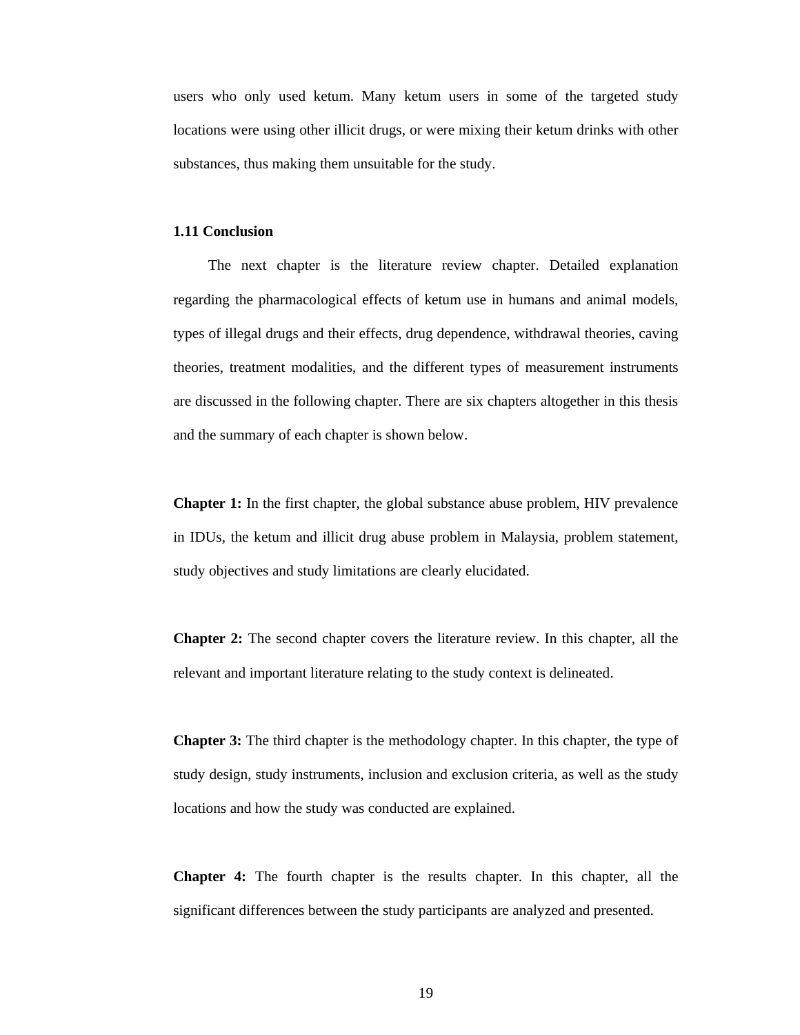users who only used ketum. Many ketum users in some of the targeted study locations were using other illicit drugs, or were mixing their ketum drinks with other substances, thus making them unsuitable for the study.

### 1.11 Conclusion

The next chapter is the literature review chapter. Detailed explanation regarding the pharmacological effects of ketum use in humans and animal models, types of illegal drugs and their effects, drug dependence, withdrawal theories, caving theories, treatment modalities, and the different types of measurement instruments are discussed in the following chapter. There are six chapters altogether in this thesis and the summary of each chapter is shown below.

**Chapter 1:** In the first chapter, the global substance abuse problem, HIV prevalence in IDUs, the ketum and illicit drug abuse problem in Malaysia, problem statement, study objectives and study limitations are clearly elucidated.

**Chapter 2:** The second chapter covers the literature review. In this chapter, all the relevant and important literature relating to the study context is delineated.

**Chapter 3:** The third chapter is the methodology chapter. In this chapter, the type of study design, study instruments, inclusion and exclusion criteria, as well as the study locations and how the study was conducted are explained.

**Chapter 4:** The fourth chapter is the results chapter. In this chapter, all the significant differences between the study participants are analyzed and presented.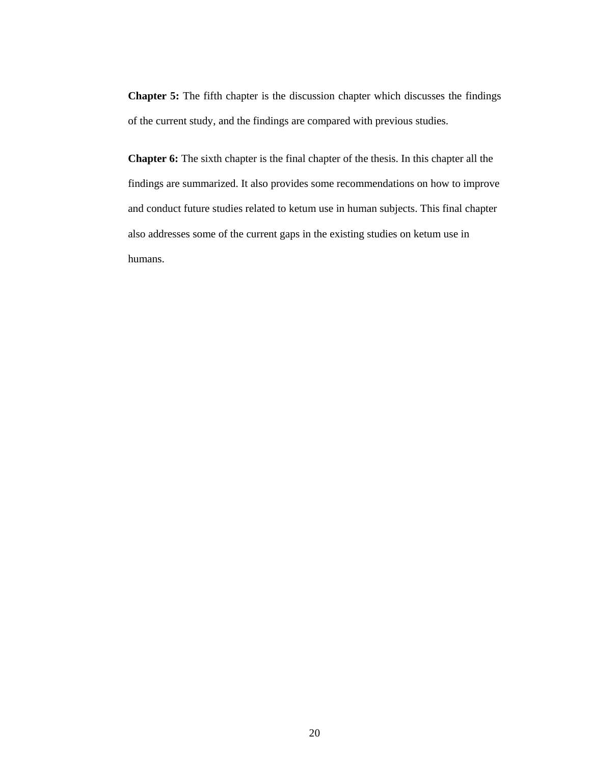**Chapter 5:** The fifth chapter is the discussion chapter which discusses the findings of the current study, and the findings are compared with previous studies.

**Chapter 6:** The sixth chapter is the final chapter of the thesis. In this chapter all the findings are summarized. It also provides some recommendations on how to improve and conduct future studies related to ketum use in human subjects. This final chapter also addresses some of the current gaps in the existing studies on ketum use in humans.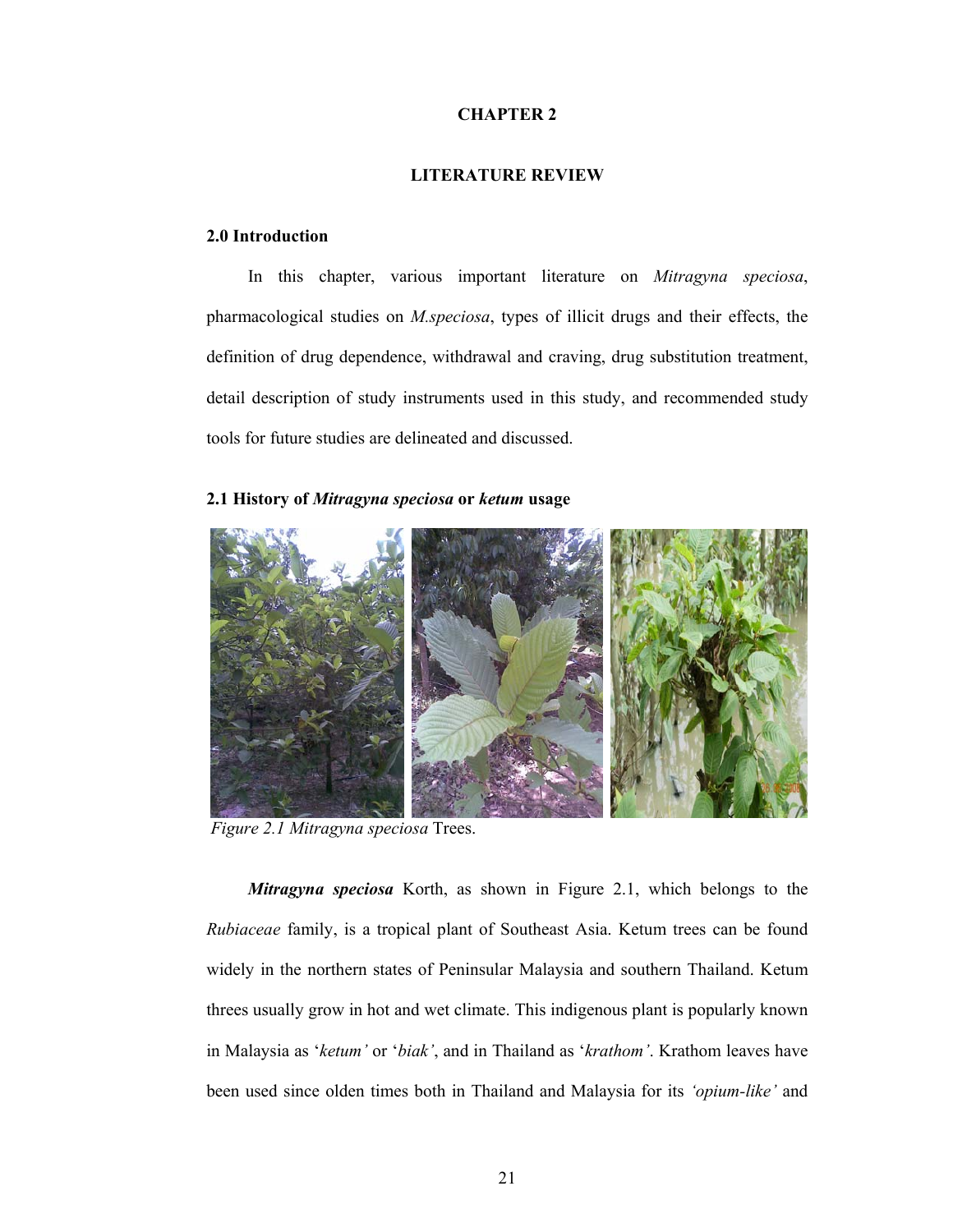# CHAPTER 2

## LITERATURE REVIEW

### 2.0 Introduction

In this chapter, various important literature on *Mitragyna speciosa*, pharmacological studies on *M.speciosa*, types of illicit drugs and their effects, the definition of drug dependence, withdrawal and craving, drug substitution treatment, detail description of study instruments used in this study, and recommended study tools for future studies are delineated and discussed.

### 2.1 History of *Mitragyna speciosa* or *ketum* usage

*Figure 2.1 Mitragyna speciosa* Trees.

***Mitragyna speciosa*** Korth, as shown in Figure 2.1, which belongs to the *Rubiaceae* family, is a tropical plant of Southeast Asia. Ketum trees can be found widely in the northern states of Peninsular Malaysia and southern Thailand. Ketum threes usually grow in hot and wet climate. This indigenous plant is popularly known in Malaysia as '*ketum'* or '*biak'*, and in Thailand as '*krathom'*. Krathom leaves have been used since olden times both in Thailand and Malaysia for its *'opium-like'* and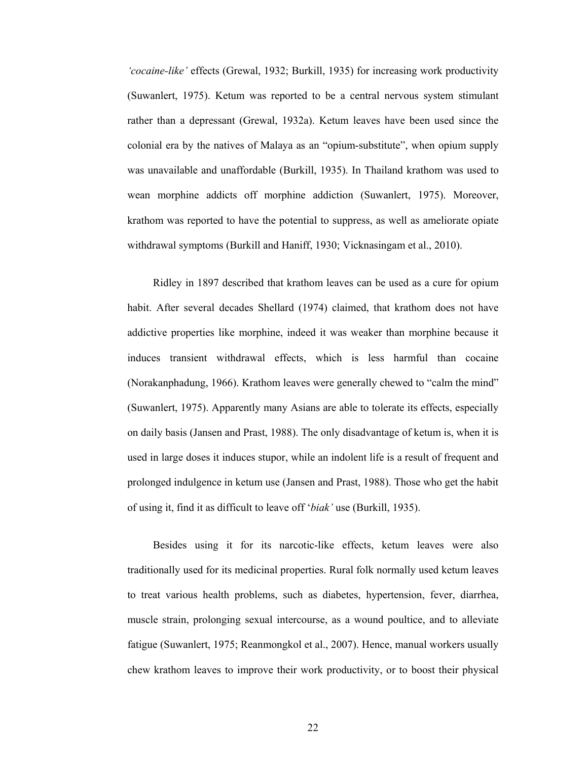*'cocaine-like'* effects (Grewal, 1932; Burkill, 1935) for increasing work productivity (Suwanlert, 1975). Ketum was reported to be a central nervous system stimulant rather than a depressant (Grewal, 1932a). Ketum leaves have been used since the colonial era by the natives of Malaya as an "opium-substitute", when opium supply was unavailable and unaffordable (Burkill, 1935). In Thailand kratom was used to wean morphine addicts off morphine addiction (Suwanlert, 1975). Moreover, kratom was reported to have the potential to suppress, as well as ameliorate opiate withdrawal symptoms (Burkill and Haniff, 1930; Vicknasingam et al., 2010).

Ridley in 1897 described that kratom leaves can be used as a cure for opium habit. After several decades Shellard (1974) claimed, that kratom does not have addictive properties like morphine, indeed it was weaker than morphine because it induces transient withdrawal effects, which is less harmful than cocaine (Norakanphadung, 1966). Kratom leaves were generally chewed to "calm the mind" (Suwanlert, 1975). Apparently many Asians are able to tolerate its effects, especially on daily basis (Jansen and Prast, 1988). The only disadvantage of ketum is, when it is used in large doses it induces stupor, while an indolent life is a result of frequent and prolonged indulgence in ketum use (Jansen and Prast, 1988). Those who get the habit of using it, find it as difficult to leave off '*biak'* use (Burkill, 1935).

Besides using it for its narcotic-like effects, ketum leaves were also traditionally used for its medicinal properties. Rural folk normally used ketum leaves to treat various health problems, such as diabetes, hypertension, fever, diarrhea, muscle strain, prolonging sexual intercourse, as a wound poultice, and to alleviate fatigue (Suwanlert, 1975; Reanmongkol et al., 2007). Hence, manual workers usually chew kratom leaves to improve their work productivity, or to boost their physical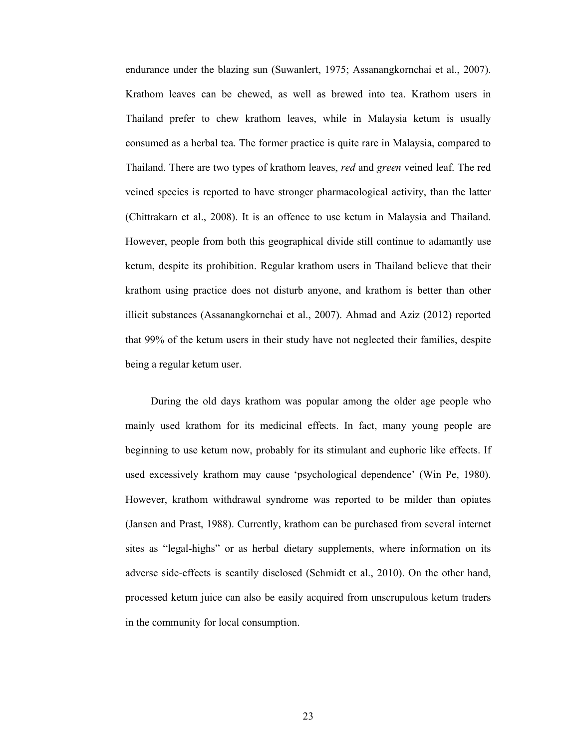endurance under the blazing sun (Suwanlert, 1975; Assanangkornchai et al., 2007). Krathom leaves can be chewed, as well as brewed into tea. Krathom users in Thailand prefer to chew krathom leaves, while in Malaysia ketum is usually consumed as a herbal tea. The former practice is quite rare in Malaysia, compared to Thailand. There are two types of krathom leaves, *red* and *green* veined leaf. The red veined species is reported to have stronger pharmacological activity, than the latter (Chittrakarn et al., 2008). It is an offence to use ketum in Malaysia and Thailand. However, people from both this geographical divide still continue to adamantly use ketum, despite its prohibition. Regular krathom users in Thailand believe that their krathom using practice does not disturb anyone, and krathom is better than other illicit substances (Assanangkornchai et al., 2007). Ahmad and Aziz (2012) reported that 99% of the ketum users in their study have not neglected their families, despite being a regular ketum user.

During the old days krathom was popular among the older age people who mainly used krathom for its medicinal effects. In fact, many young people are beginning to use ketum now, probably for its stimulant and euphoric like effects. If used excessively krathom may cause 'psychological dependence' (Win Pe, 1980). However, krathom withdrawal syndrome was reported to be milder than opiates (Jansen and Prast, 1988). Currently, krathom can be purchased from several internet sites as "legal-highs" or as herbal dietary supplements, where information on its adverse side-effects is scantily disclosed (Schmidt et al., 2010). On the other hand, processed ketum juice can also be easily acquired from unscrupulous ketum traders in the community for local consumption.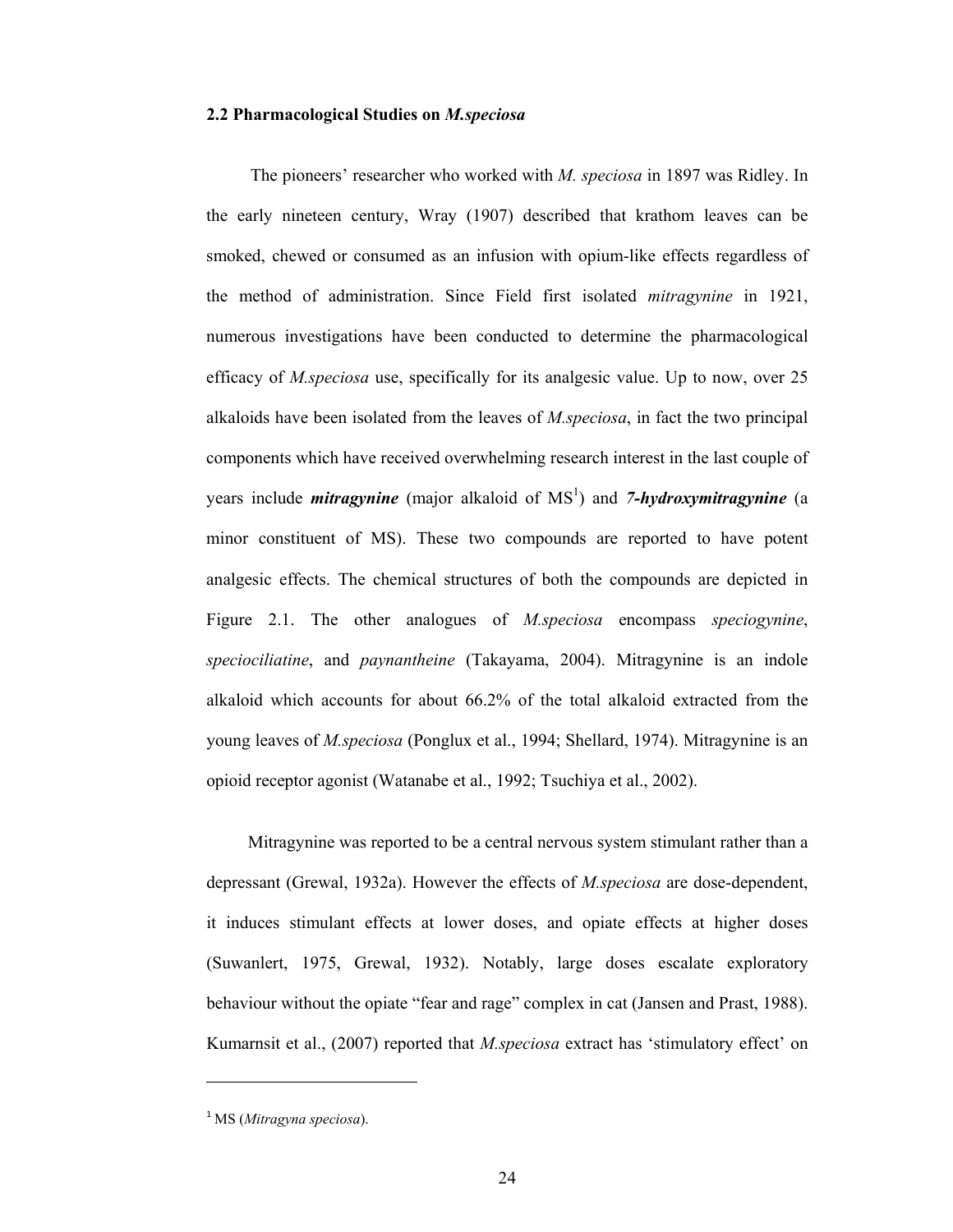### 2.2 Pharmacological Studies on *M.speciosa*

The pioneers' researcher who worked with *M. speciosa* in 1897 was Ridley. In the early nineteen century, Wray (1907) described that krathom leaves can be smoked, chewed or consumed as an infusion with opium-like effects regardless of the method of administration. Since Field first isolated *mitragynine* in 1921, numerous investigations have been conducted to determine the pharmacological efficacy of *M.speciosa* use, specifically for its analgesic value. Up to now, over 25 alkaloids have been isolated from the leaves of *M.speciosa*, in fact the two principal components which have received overwhelming research interest in the last couple of years include ***mitragynine*** (major alkaloid of MS[1]) and ***7-hydroxymitragynine*** (a minor constituent of MS). These two compounds are reported to have potent analgesic effects. The chemical structures of both the compounds are depicted in Figure 2.1. The other analogues of *M.speciosa* encompass *speciogynine*, *speciociliatine*, and *paynantheine* (Takayama, 2004). Mitragynine is an indole alkaloid which accounts for about 66.2% of the total alkaloid extracted from the young leaves of *M.speciosa* (Ponglux et al., 1994; Shellard, 1974). Mitragynine is an opioid receptor agonist (Watanabe et al., 1992; Tsuchiya et al., 2002).

Mitragynine was reported to be a central nervous system stimulant rather than a depressant (Grewal, 1932a). However the effects of *M.speciosa* are dose-dependent, it induces stimulant effects at lower doses, and opiate effects at higher doses (Suwanlert, 1975, Grewal, 1932). Notably, large doses escalate exploratory behaviour without the opiate "fear and rage" complex in cat (Jansen and Prast, 1988). Kumarnsit et al., (2007) reported that *M.speciosa* extract has 'stimulatory effect' on

[1] MS (*Mitragyna speciosa*).